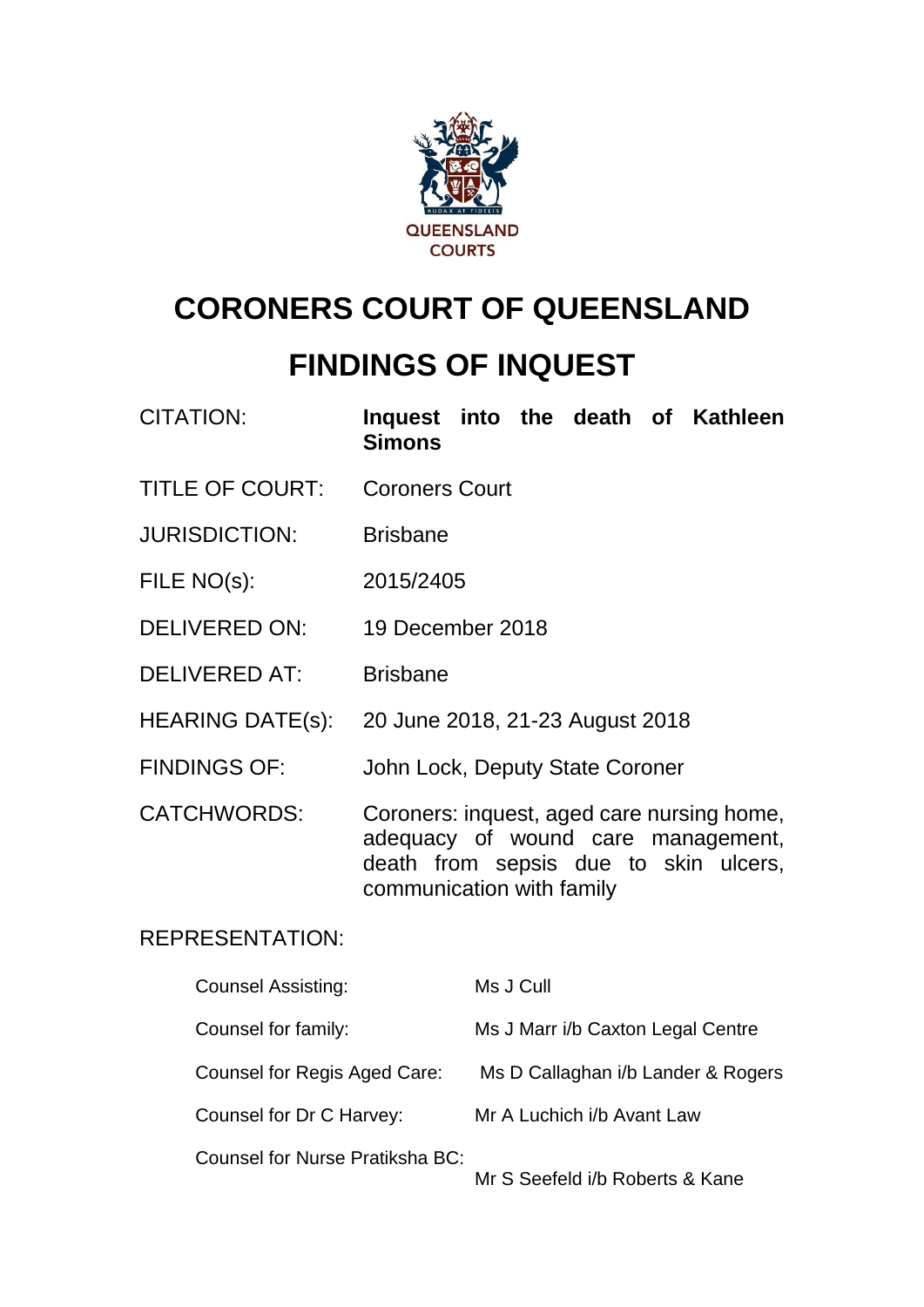QUEENSLAND COURTS

# CORONERS COURT OF QUEENSLAND

# FINDINGS OF INQUEST

| | |
|---|---|
| CITATION: | **Inquest into the death of Kathleen Simons** |
| TITLE OF COURT: | Coroners Court |
| JURISDICTION: | Brisbane |
| FILE NO(s): | 2015/2405 |
| DELIVERED ON: | 19 December 2018 |
| DELIVERED AT: | Brisbane |
| HEARING DATE(s): | 20 June 2018, 21-23 August 2018 |
| FINDINGS OF: | John Lock, Deputy State Coroner |
| CATCHWORDS: | Coroners: inquest, aged care nursing home, adequacy of wound care management, death from sepsis due to skin ulcers, communication with family |

REPRESENTATION:

| | |
|---|---|
| Counsel Assisting: | Ms J Cull |
| Counsel for family: | Ms J Marr i/b Caxton Legal Centre |
| Counsel for Regis Aged Care: | Ms D Callaghan i/b Lander & Rogers |
| Counsel for Dr C Harvey: | Mr A Luchich i/b Avant Law |
| Counsel for Nurse Pratiksha BC: | Mr S Seefeld i/b Roberts & Kane |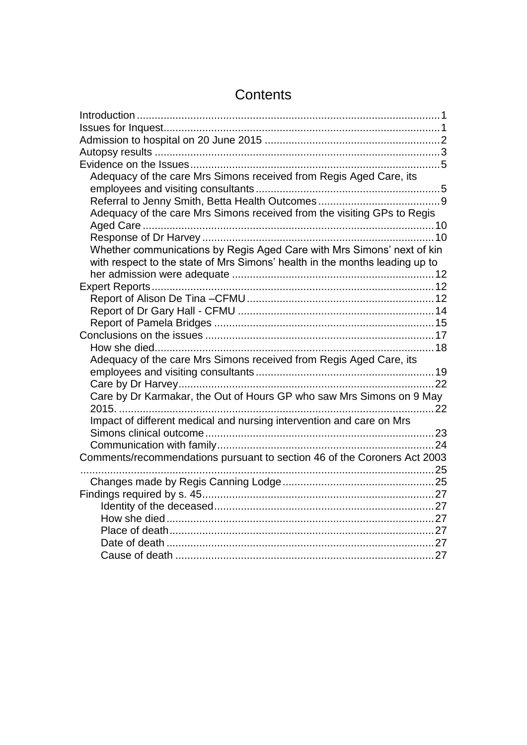# Contents

- Introduction ..... 1
- Issues for Inquest ..... 1
- Admission to hospital on 20 June 2015 ..... 2
- Autopsy results ..... 3
- Evidence on the Issues ..... 5
  - Adequacy of the care Mrs Simons received from Regis Aged Care, its employees and visiting consultants ..... 5
  - Referral to Jenny Smith, Betta Health Outcomes ..... 9
  - Adequacy of the care Mrs Simons received from the visiting GPs to Regis Aged Care ..... 10
  - Response of Dr Harvey ..... 10
  - Whether communications by Regis Aged Care with Mrs Simons' next of kin with respect to the state of Mrs Simons' health in the months leading up to her admission were adequate ..... 12
- Expert Reports ..... 12
  - Report of Alison De Tina –CFMU ..... 12
  - Report of Dr Gary Hall - CFMU ..... 14
  - Report of Pamela Bridges ..... 15
- Conclusions on the issues ..... 17
  - How she died ..... 18
  - Adequacy of the care Mrs Simons received from Regis Aged Care, its employees and visiting consultants ..... 19
  - Care by Dr Harvey ..... 22
  - Care by Dr Karmakar, the Out of Hours GP who saw Mrs Simons on 9 May 2015. ..... 22
  - Impact of different medical and nursing intervention and care on Mrs Simons clinical outcome ..... 23
  - Communication with family ..... 24
- Comments/recommendations pursuant to section 46 of the Coroners Act 2003 ..... 25
  - Changes made by Regis Canning Lodge ..... 25
- Findings required by s. 45 ..... 27
    - Identity of the deceased ..... 27
    - How she died ..... 27
    - Place of death ..... 27
    - Date of death ..... 27
    - Cause of death ..... 27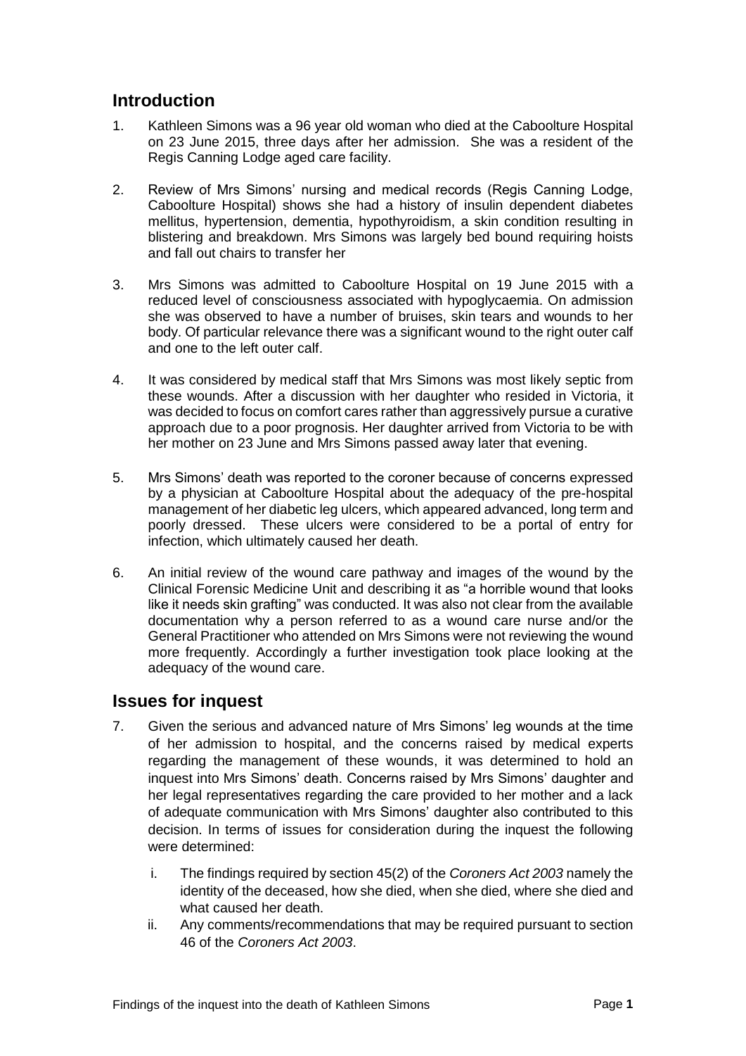## Introduction

1. Kathleen Simons was a 96 year old woman who died at the Caboolture Hospital on 23 June 2015, three days after her admission. She was a resident of the Regis Canning Lodge aged care facility.

2. Review of Mrs Simons' nursing and medical records (Regis Canning Lodge, Caboolture Hospital) shows she had a history of insulin dependent diabetes mellitus, hypertension, dementia, hypothyroidism, a skin condition resulting in blistering and breakdown. Mrs Simons was largely bed bound requiring hoists and fall out chairs to transfer her

3. Mrs Simons was admitted to Caboolture Hospital on 19 June 2015 with a reduced level of consciousness associated with hypoglycaemia. On admission she was observed to have a number of bruises, skin tears and wounds to her body. Of particular relevance there was a significant wound to the right outer calf and one to the left outer calf.

4. It was considered by medical staff that Mrs Simons was most likely septic from these wounds. After a discussion with her daughter who resided in Victoria, it was decided to focus on comfort cares rather than aggressively pursue a curative approach due to a poor prognosis. Her daughter arrived from Victoria to be with her mother on 23 June and Mrs Simons passed away later that evening.

5. Mrs Simons' death was reported to the coroner because of concerns expressed by a physician at Caboolture Hospital about the adequacy of the pre-hospital management of her diabetic leg ulcers, which appeared advanced, long term and poorly dressed. These ulcers were considered to be a portal of entry for infection, which ultimately caused her death.

6. An initial review of the wound care pathway and images of the wound by the Clinical Forensic Medicine Unit and describing it as "a horrible wound that looks like it needs skin grafting" was conducted. It was also not clear from the available documentation why a person referred to as a wound care nurse and/or the General Practitioner who attended on Mrs Simons were not reviewing the wound more frequently. Accordingly a further investigation took place looking at the adequacy of the wound care.

## Issues for inquest

7. Given the serious and advanced nature of Mrs Simons' leg wounds at the time of her admission to hospital, and the concerns raised by medical experts regarding the management of these wounds, it was determined to hold an inquest into Mrs Simons' death. Concerns raised by Mrs Simons' daughter and her legal representatives regarding the care provided to her mother and a lack of adequate communication with Mrs Simons' daughter also contributed to this decision. In terms of issues for consideration during the inquest the following were determined:

    i. The findings required by section 45(2) of the *Coroners Act 2003* namely the identity of the deceased, how she died, when she died, where she died and what caused her death.

    ii. Any comments/recommendations that may be required pursuant to section 46 of the *Coroners Act 2003*.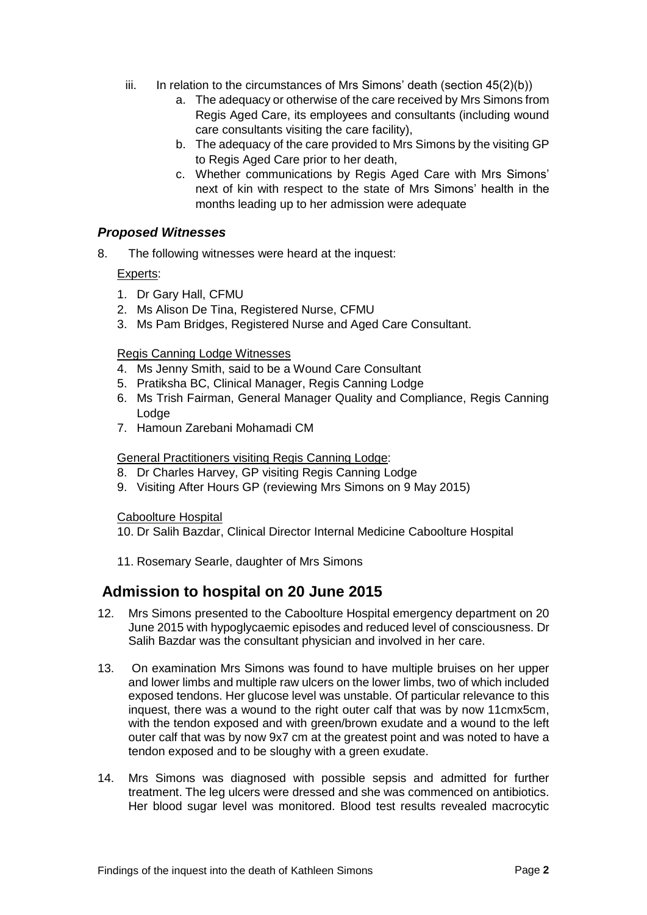iii. In relation to the circumstances of Mrs Simons' death (section 45(2)(b))

   a. The adequacy or otherwise of the care received by Mrs Simons from Regis Aged Care, its employees and consultants (including wound care consultants visiting the care facility),
   b. The adequacy of the care provided to Mrs Simons by the visiting GP to Regis Aged Care prior to her death,
   c. Whether communications by Regis Aged Care with Mrs Simons' next of kin with respect to the state of Mrs Simons' health in the months leading up to her admission were adequate

### *Proposed Witnesses*

8. The following witnesses were heard at the inquest:

<u>Experts</u>:

1. Dr Gary Hall, CFMU
2. Ms Alison De Tina, Registered Nurse, CFMU
3. Ms Pam Bridges, Registered Nurse and Aged Care Consultant.

<u>Regis Canning Lodge Witnesses</u>

4. Ms Jenny Smith, said to be a Wound Care Consultant
5. Pratiksha BC, Clinical Manager, Regis Canning Lodge
6. Ms Trish Fairman, General Manager Quality and Compliance, Regis Canning Lodge
7. Hamoun Zarebani Mohamadi CM

<u>General Practitioners visiting Regis Canning Lodge</u>:

8. Dr Charles Harvey, GP visiting Regis Canning Lodge
9. Visiting After Hours GP (reviewing Mrs Simons on 9 May 2015)

<u>Caboolture Hospital</u>

10. Dr Salih Bazdar, Clinical Director Internal Medicine Caboolture Hospital

11. Rosemary Searle, daughter of Mrs Simons

## Admission to hospital on 20 June 2015

12. Mrs Simons presented to the Caboolture Hospital emergency department on 20 June 2015 with hypoglycaemic episodes and reduced level of consciousness. Dr Salih Bazdar was the consultant physician and involved in her care.

13. On examination Mrs Simons was found to have multiple bruises on her upper and lower limbs and multiple raw ulcers on the lower limbs, two of which included exposed tendons. Her glucose level was unstable. Of particular relevance to this inquest, there was a wound to the right outer calf that was by now 11cmx5cm, with the tendon exposed and with green/brown exudate and a wound to the left outer calf that was by now 9x7 cm at the greatest point and was noted to have a tendon exposed and to be sloughy with a green exudate.

14. Mrs Simons was diagnosed with possible sepsis and admitted for further treatment. The leg ulcers were dressed and she was commenced on antibiotics. Her blood sugar level was monitored. Blood test results revealed macrocytic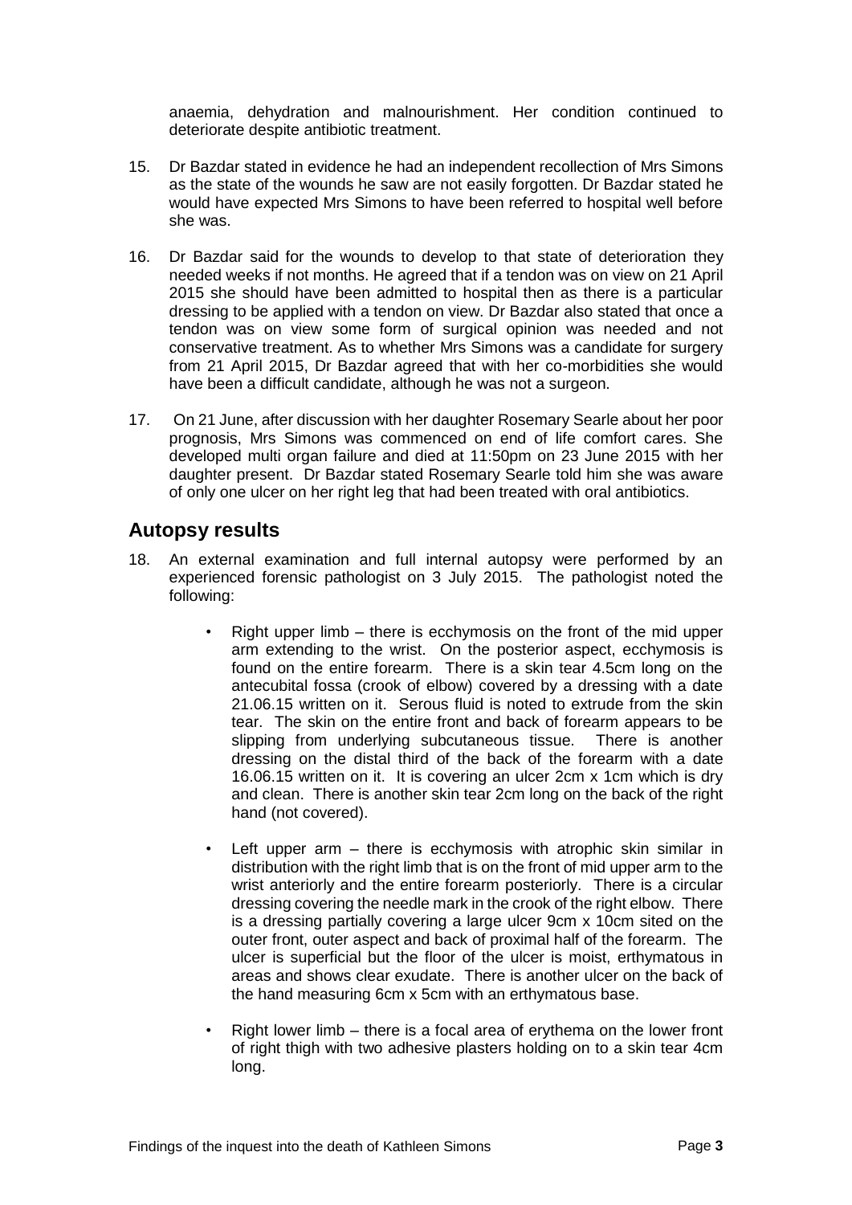anaemia, dehydration and malnourishment. Her condition continued to deteriorate despite antibiotic treatment.

15. Dr Bazdar stated in evidence he had an independent recollection of Mrs Simons as the state of the wounds he saw are not easily forgotten. Dr Bazdar stated he would have expected Mrs Simons to have been referred to hospital well before she was.

16. Dr Bazdar said for the wounds to develop to that state of deterioration they needed weeks if not months. He agreed that if a tendon was on view on 21 April 2015 she should have been admitted to hospital then as there is a particular dressing to be applied with a tendon on view. Dr Bazdar also stated that once a tendon was on view some form of surgical opinion was needed and not conservative treatment. As to whether Mrs Simons was a candidate for surgery from 21 April 2015, Dr Bazdar agreed that with her co-morbidities she would have been a difficult candidate, although he was not a surgeon.

17. On 21 June, after discussion with her daughter Rosemary Searle about her poor prognosis, Mrs Simons was commenced on end of life comfort cares. She developed multi organ failure and died at 11:50pm on 23 June 2015 with her daughter present. Dr Bazdar stated Rosemary Searle told him she was aware of only one ulcer on her right leg that had been treated with oral antibiotics.

## Autopsy results

18. An external examination and full internal autopsy were performed by an experienced forensic pathologist on 3 July 2015. The pathologist noted the following:

    - Right upper limb – there is ecchymosis on the front of the mid upper arm extending to the wrist. On the posterior aspect, ecchymosis is found on the entire forearm. There is a skin tear 4.5cm long on the antecubital fossa (crook of elbow) covered by a dressing with a date 21.06.15 written on it. Serous fluid is noted to extrude from the skin tear. The skin on the entire front and back of forearm appears to be slipping from underlying subcutaneous tissue. There is another dressing on the distal third of the back of the forearm with a date 16.06.15 written on it. It is covering an ulcer 2cm x 1cm which is dry and clean. There is another skin tear 2cm long on the back of the right hand (not covered).

    - Left upper arm – there is ecchymosis with atrophic skin similar in distribution with the right limb that is on the front of mid upper arm to the wrist anteriorly and the entire forearm posteriorly. There is a circular dressing covering the needle mark in the crook of the right elbow. There is a dressing partially covering a large ulcer 9cm x 10cm sited on the outer front, outer aspect and back of proximal half of the forearm. The ulcer is superficial but the floor of the ulcer is moist, erthymatous in areas and shows clear exudate. There is another ulcer on the back of the hand measuring 6cm x 5cm with an erthymatous base.

    - Right lower limb – there is a focal area of erythema on the lower front of right thigh with two adhesive plasters holding on to a skin tear 4cm long.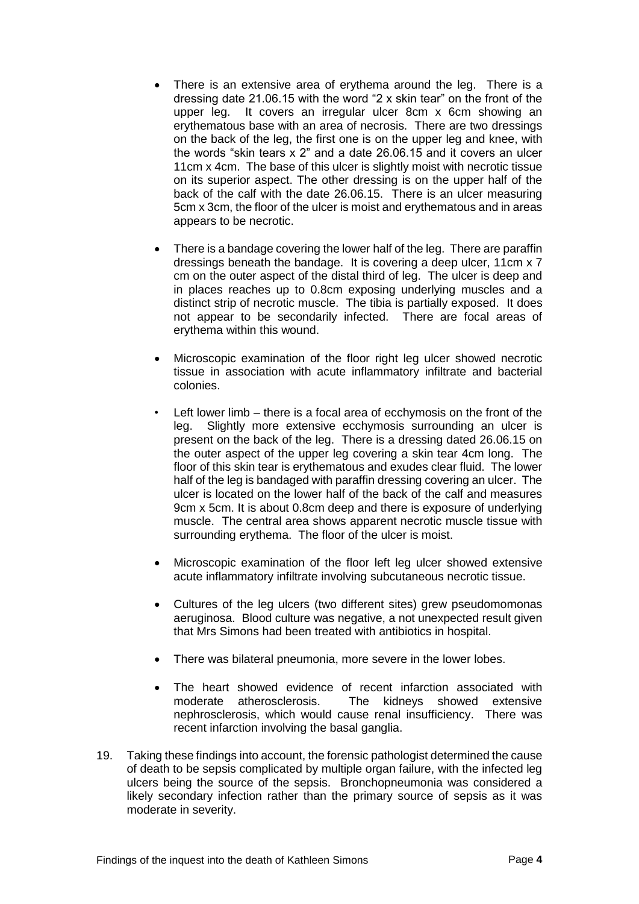- There is an extensive area of erythema around the leg. There is a dressing date 21.06.15 with the word "2 x skin tear" on the front of the upper leg. It covers an irregular ulcer 8cm x 6cm showing an erythematous base with an area of necrosis. There are two dressings on the back of the leg, the first one is on the upper leg and knee, with the words "skin tears x 2" and a date 26.06.15 and it covers an ulcer 11cm x 4cm. The base of this ulcer is slightly moist with necrotic tissue on its superior aspect. The other dressing is on the upper half of the back of the calf with the date 26.06.15. There is an ulcer measuring 5cm x 3cm, the floor of the ulcer is moist and erythematous and in areas appears to be necrotic.

- There is a bandage covering the lower half of the leg. There are paraffin dressings beneath the bandage. It is covering a deep ulcer, 11cm x 7 cm on the outer aspect of the distal third of leg. The ulcer is deep and in places reaches up to 0.8cm exposing underlying muscles and a distinct strip of necrotic muscle. The tibia is partially exposed. It does not appear to be secondarily infected. There are focal areas of erythema within this wound.

- Microscopic examination of the floor right leg ulcer showed necrotic tissue in association with acute inflammatory infiltrate and bacterial colonies.

- Left lower limb – there is a focal area of ecchymosis on the front of the leg. Slightly more extensive ecchymosis surrounding an ulcer is present on the back of the leg. There is a dressing dated 26.06.15 on the outer aspect of the upper leg covering a skin tear 4cm long. The floor of this skin tear is erythematous and exudes clear fluid. The lower half of the leg is bandaged with paraffin dressing covering an ulcer. The ulcer is located on the lower half of the back of the calf and measures 9cm x 5cm. It is about 0.8cm deep and there is exposure of underlying muscle. The central area shows apparent necrotic muscle tissue with surrounding erythema. The floor of the ulcer is moist.

- Microscopic examination of the floor left leg ulcer showed extensive acute inflammatory infiltrate involving subcutaneous necrotic tissue.

- Cultures of the leg ulcers (two different sites) grew pseudomomonas aeruginosa. Blood culture was negative, a not unexpected result given that Mrs Simons had been treated with antibiotics in hospital.

- There was bilateral pneumonia, more severe in the lower lobes.

- The heart showed evidence of recent infarction associated with moderate atherosclerosis. The kidneys showed extensive nephrosclerosis, which would cause renal insufficiency. There was recent infarction involving the basal ganglia.

19. Taking these findings into account, the forensic pathologist determined the cause of death to be sepsis complicated by multiple organ failure, with the infected leg ulcers being the source of the sepsis. Bronchopneumonia was considered a likely secondary infection rather than the primary source of sepsis as it was moderate in severity.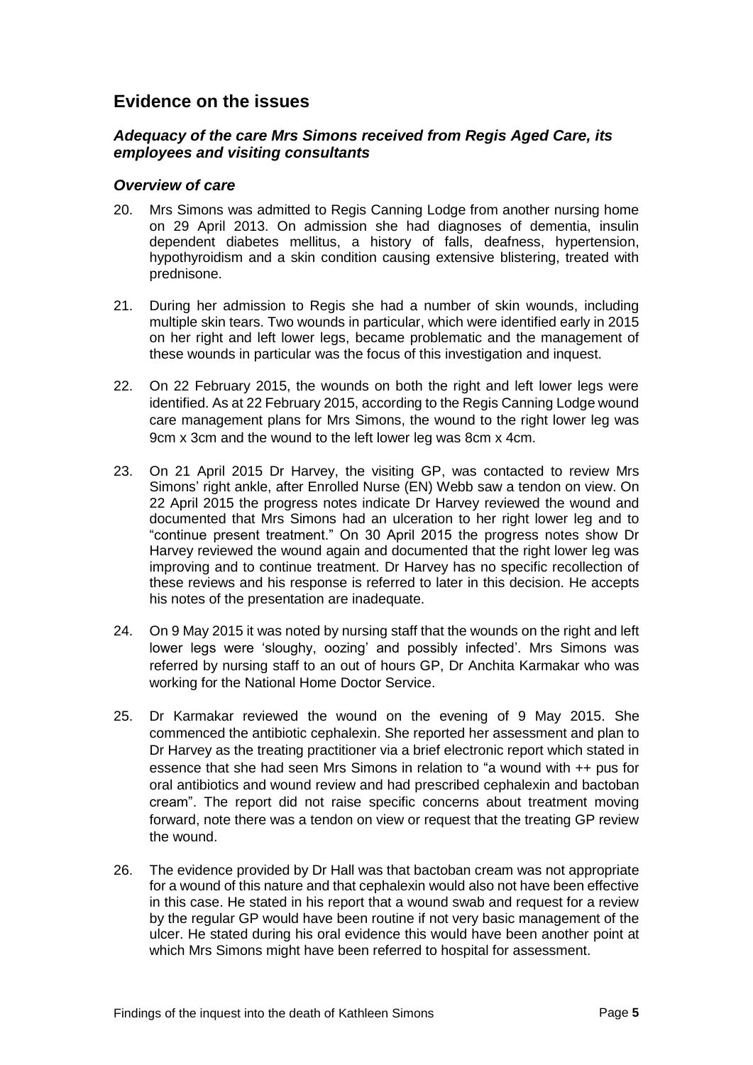## Evidence on the issues

### *Adequacy of the care Mrs Simons received from Regis Aged Care, its employees and visiting consultants*

### *Overview of care*

20. Mrs Simons was admitted to Regis Canning Lodge from another nursing home on 29 April 2013. On admission she had diagnoses of dementia, insulin dependent diabetes mellitus, a history of falls, deafness, hypertension, hypothyroidism and a skin condition causing extensive blistering, treated with prednisone.

21. During her admission to Regis she had a number of skin wounds, including multiple skin tears. Two wounds in particular, which were identified early in 2015 on her right and left lower legs, became problematic and the management of these wounds in particular was the focus of this investigation and inquest.

22. On 22 February 2015, the wounds on both the right and left lower legs were identified. As at 22 February 2015, according to the Regis Canning Lodge wound care management plans for Mrs Simons, the wound to the right lower leg was 9cm x 3cm and the wound to the left lower leg was 8cm x 4cm.

23. On 21 April 2015 Dr Harvey, the visiting GP, was contacted to review Mrs Simons' right ankle, after Enrolled Nurse (EN) Webb saw a tendon on view. On 22 April 2015 the progress notes indicate Dr Harvey reviewed the wound and documented that Mrs Simons had an ulceration to her right lower leg and to "continue present treatment." On 30 April 2015 the progress notes show Dr Harvey reviewed the wound again and documented that the right lower leg was improving and to continue treatment. Dr Harvey has no specific recollection of these reviews and his response is referred to later in this decision. He accepts his notes of the presentation are inadequate.

24. On 9 May 2015 it was noted by nursing staff that the wounds on the right and left lower legs were 'sloughy, oozing' and possibly infected'. Mrs Simons was referred by nursing staff to an out of hours GP, Dr Anchita Karmakar who was working for the National Home Doctor Service.

25. Dr Karmakar reviewed the wound on the evening of 9 May 2015. She commenced the antibiotic cephalexin. She reported her assessment and plan to Dr Harvey as the treating practitioner via a brief electronic report which stated in essence that she had seen Mrs Simons in relation to "a wound with ++ pus for oral antibiotics and wound review and had prescribed cephalexin and bactoban cream". The report did not raise specific concerns about treatment moving forward, note there was a tendon on view or request that the treating GP review the wound.

26. The evidence provided by Dr Hall was that bactoban cream was not appropriate for a wound of this nature and that cephalexin would also not have been effective in this case. He stated in his report that a wound swab and request for a review by the regular GP would have been routine if not very basic management of the ulcer. He stated during his oral evidence this would have been another point at which Mrs Simons might have been referred to hospital for assessment.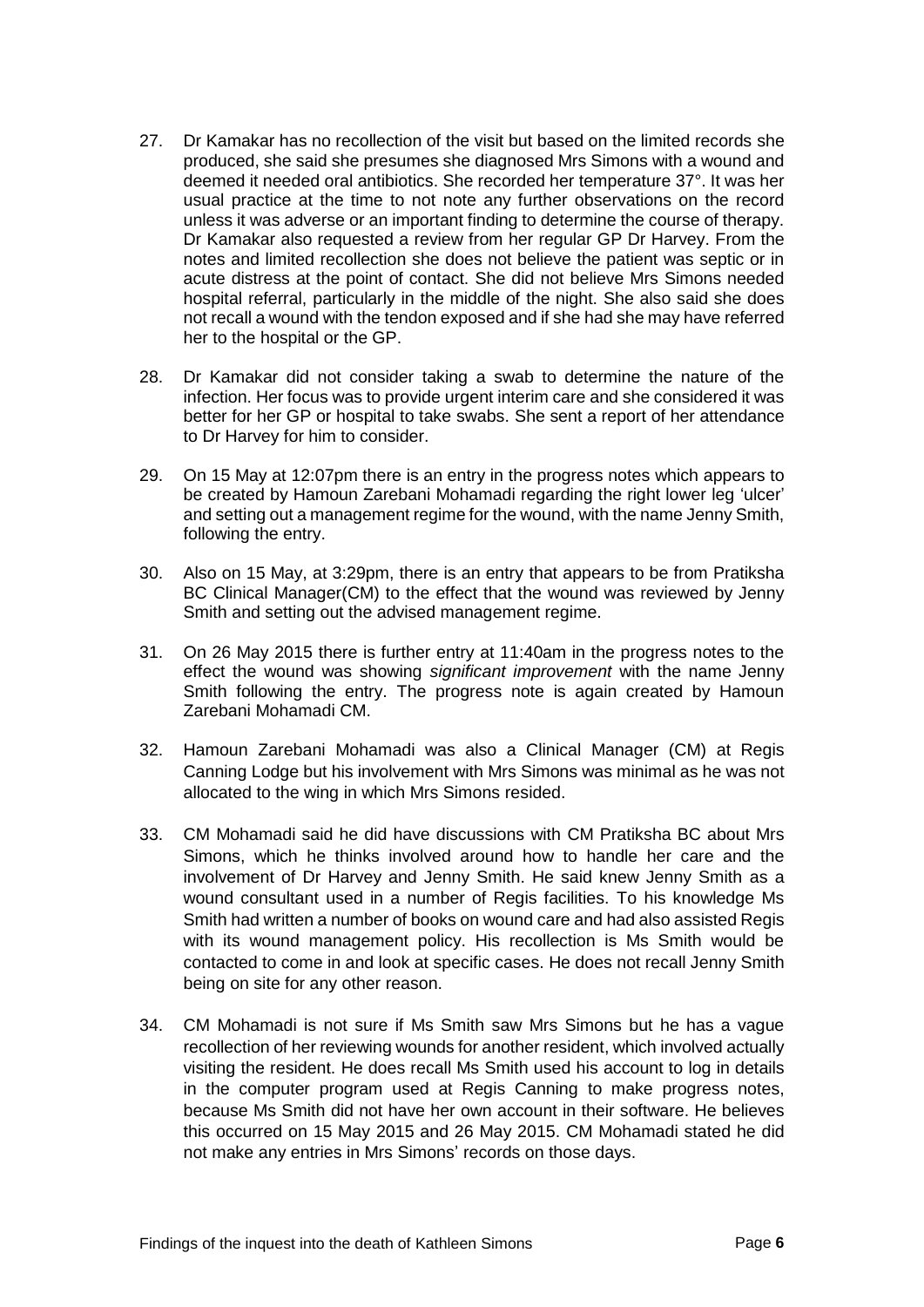27. Dr Kamakar has no recollection of the visit but based on the limited records she produced, she said she presumes she diagnosed Mrs Simons with a wound and deemed it needed oral antibiotics. She recorded her temperature 37°. It was her usual practice at the time to not note any further observations on the record unless it was adverse or an important finding to determine the course of therapy. Dr Kamakar also requested a review from her regular GP Dr Harvey. From the notes and limited recollection she does not believe the patient was septic or in acute distress at the point of contact. She did not believe Mrs Simons needed hospital referral, particularly in the middle of the night. She also said she does not recall a wound with the tendon exposed and if she had she may have referred her to the hospital or the GP.

28. Dr Kamakar did not consider taking a swab to determine the nature of the infection. Her focus was to provide urgent interim care and she considered it was better for her GP or hospital to take swabs. She sent a report of her attendance to Dr Harvey for him to consider.

29. On 15 May at 12:07pm there is an entry in the progress notes which appears to be created by Hamoun Zarebani Mohamadi regarding the right lower leg 'ulcer' and setting out a management regime for the wound, with the name Jenny Smith, following the entry.

30. Also on 15 May, at 3:29pm, there is an entry that appears to be from Pratiksha BC Clinical Manager(CM) to the effect that the wound was reviewed by Jenny Smith and setting out the advised management regime.

31. On 26 May 2015 there is further entry at 11:40am in the progress notes to the effect the wound was showing *significant improvement* with the name Jenny Smith following the entry. The progress note is again created by Hamoun Zarebani Mohamadi CM.

32. Hamoun Zarebani Mohamadi was also a Clinical Manager (CM) at Regis Canning Lodge but his involvement with Mrs Simons was minimal as he was not allocated to the wing in which Mrs Simons resided.

33. CM Mohamadi said he did have discussions with CM Pratiksha BC about Mrs Simons, which he thinks involved around how to handle her care and the involvement of Dr Harvey and Jenny Smith. He said knew Jenny Smith as a wound consultant used in a number of Regis facilities. To his knowledge Ms Smith had written a number of books on wound care and had also assisted Regis with its wound management policy. His recollection is Ms Smith would be contacted to come in and look at specific cases. He does not recall Jenny Smith being on site for any other reason.

34. CM Mohamadi is not sure if Ms Smith saw Mrs Simons but he has a vague recollection of her reviewing wounds for another resident, which involved actually visiting the resident. He does recall Ms Smith used his account to log in details in the computer program used at Regis Canning to make progress notes, because Ms Smith did not have her own account in their software. He believes this occurred on 15 May 2015 and 26 May 2015. CM Mohamadi stated he did not make any entries in Mrs Simons' records on those days.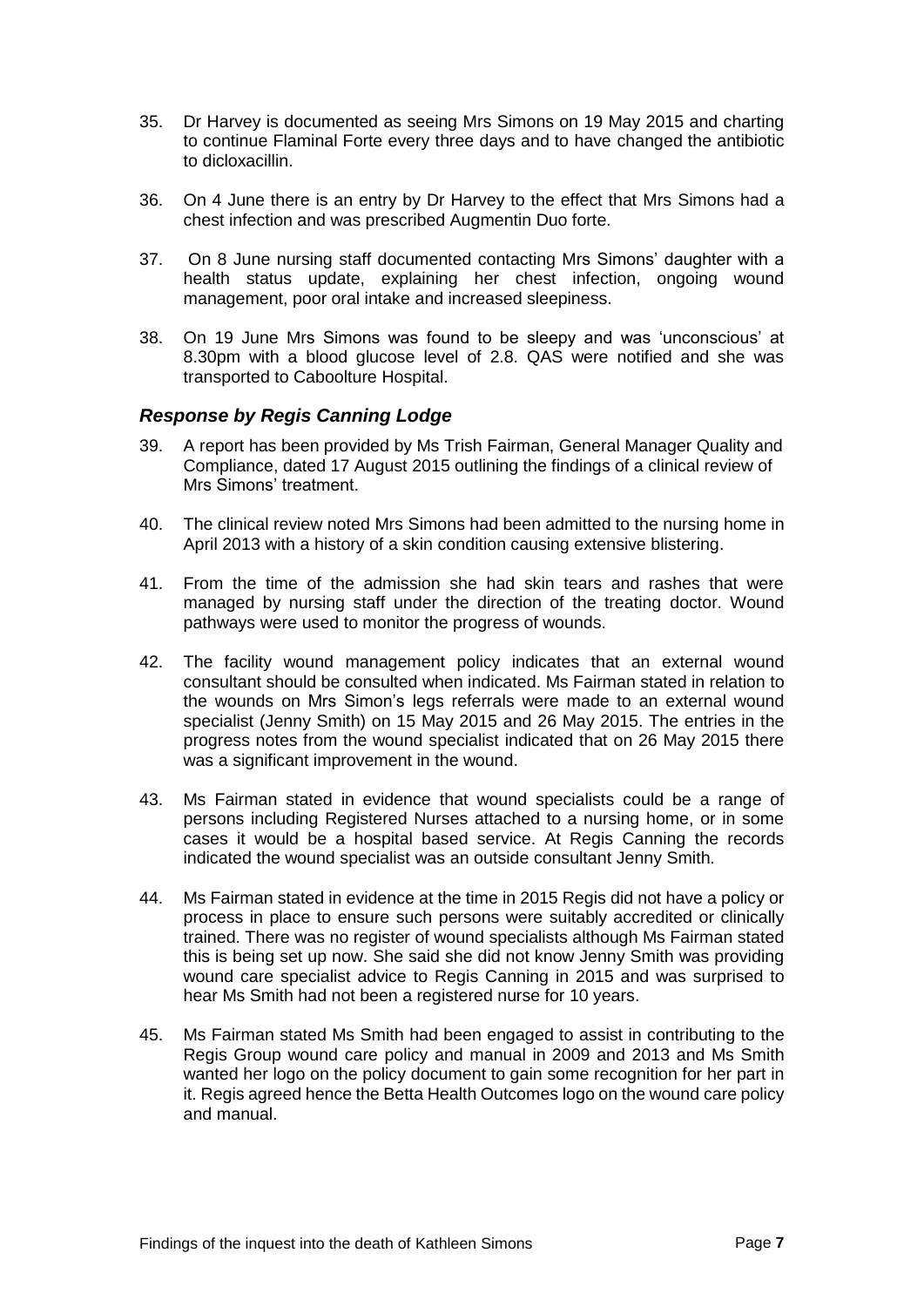35. Dr Harvey is documented as seeing Mrs Simons on 19 May 2015 and charting to continue Flaminal Forte every three days and to have changed the antibiotic to dicloxacillin.

36. On 4 June there is an entry by Dr Harvey to the effect that Mrs Simons had a chest infection and was prescribed Augmentin Duo forte.

37. On 8 June nursing staff documented contacting Mrs Simons' daughter with a health status update, explaining her chest infection, ongoing wound management, poor oral intake and increased sleepiness.

38. On 19 June Mrs Simons was found to be sleepy and was 'unconscious' at 8.30pm with a blood glucose level of 2.8. QAS were notified and she was transported to Caboolture Hospital.

### *Response by Regis Canning Lodge*

39. A report has been provided by Ms Trish Fairman, General Manager Quality and Compliance, dated 17 August 2015 outlining the findings of a clinical review of Mrs Simons' treatment.

40. The clinical review noted Mrs Simons had been admitted to the nursing home in April 2013 with a history of a skin condition causing extensive blistering.

41. From the time of the admission she had skin tears and rashes that were managed by nursing staff under the direction of the treating doctor. Wound pathways were used to monitor the progress of wounds.

42. The facility wound management policy indicates that an external wound consultant should be consulted when indicated. Ms Fairman stated in relation to the wounds on Mrs Simon's legs referrals were made to an external wound specialist (Jenny Smith) on 15 May 2015 and 26 May 2015. The entries in the progress notes from the wound specialist indicated that on 26 May 2015 there was a significant improvement in the wound.

43. Ms Fairman stated in evidence that wound specialists could be a range of persons including Registered Nurses attached to a nursing home, or in some cases it would be a hospital based service. At Regis Canning the records indicated the wound specialist was an outside consultant Jenny Smith.

44. Ms Fairman stated in evidence at the time in 2015 Regis did not have a policy or process in place to ensure such persons were suitably accredited or clinically trained. There was no register of wound specialists although Ms Fairman stated this is being set up now. She said she did not know Jenny Smith was providing wound care specialist advice to Regis Canning in 2015 and was surprised to hear Ms Smith had not been a registered nurse for 10 years.

45. Ms Fairman stated Ms Smith had been engaged to assist in contributing to the Regis Group wound care policy and manual in 2009 and 2013 and Ms Smith wanted her logo on the policy document to gain some recognition for her part in it. Regis agreed hence the Betta Health Outcomes logo on the wound care policy and manual.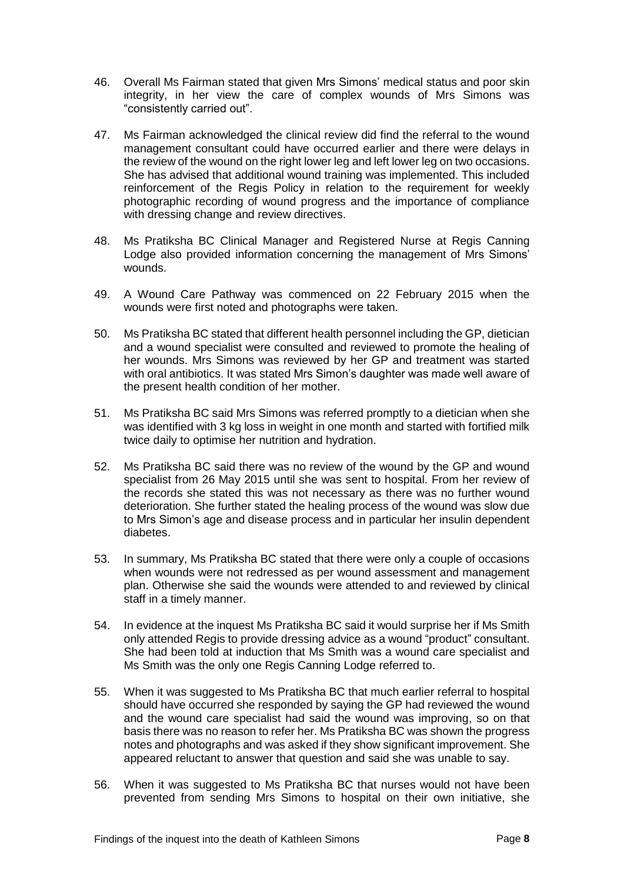46. Overall Ms Fairman stated that given Mrs Simons' medical status and poor skin integrity, in her view the care of complex wounds of Mrs Simons was "consistently carried out".

47. Ms Fairman acknowledged the clinical review did find the referral to the wound management consultant could have occurred earlier and there were delays in the review of the wound on the right lower leg and left lower leg on two occasions. She has advised that additional wound training was implemented. This included reinforcement of the Regis Policy in relation to the requirement for weekly photographic recording of wound progress and the importance of compliance with dressing change and review directives.

48. Ms Pratiksha BC Clinical Manager and Registered Nurse at Regis Canning Lodge also provided information concerning the management of Mrs Simons' wounds.

49. A Wound Care Pathway was commenced on 22 February 2015 when the wounds were first noted and photographs were taken.

50. Ms Pratiksha BC stated that different health personnel including the GP, dietician and a wound specialist were consulted and reviewed to promote the healing of her wounds. Mrs Simons was reviewed by her GP and treatment was started with oral antibiotics. It was stated Mrs Simon's daughter was made well aware of the present health condition of her mother.

51. Ms Pratiksha BC said Mrs Simons was referred promptly to a dietician when she was identified with 3 kg loss in weight in one month and started with fortified milk twice daily to optimise her nutrition and hydration.

52. Ms Pratiksha BC said there was no review of the wound by the GP and wound specialist from 26 May 2015 until she was sent to hospital. From her review of the records she stated this was not necessary as there was no further wound deterioration. She further stated the healing process of the wound was slow due to Mrs Simon's age and disease process and in particular her insulin dependent diabetes.

53. In summary, Ms Pratiksha BC stated that there were only a couple of occasions when wounds were not redressed as per wound assessment and management plan. Otherwise she said the wounds were attended to and reviewed by clinical staff in a timely manner.

54. In evidence at the inquest Ms Pratiksha BC said it would surprise her if Ms Smith only attended Regis to provide dressing advice as a wound "product" consultant. She had been told at induction that Ms Smith was a wound care specialist and Ms Smith was the only one Regis Canning Lodge referred to.

55. When it was suggested to Ms Pratiksha BC that much earlier referral to hospital should have occurred she responded by saying the GP had reviewed the wound and the wound care specialist had said the wound was improving, so on that basis there was no reason to refer her. Ms Pratiksha BC was shown the progress notes and photographs and was asked if they show significant improvement. She appeared reluctant to answer that question and said she was unable to say.

56. When it was suggested to Ms Pratiksha BC that nurses would not have been prevented from sending Mrs Simons to hospital on their own initiative, she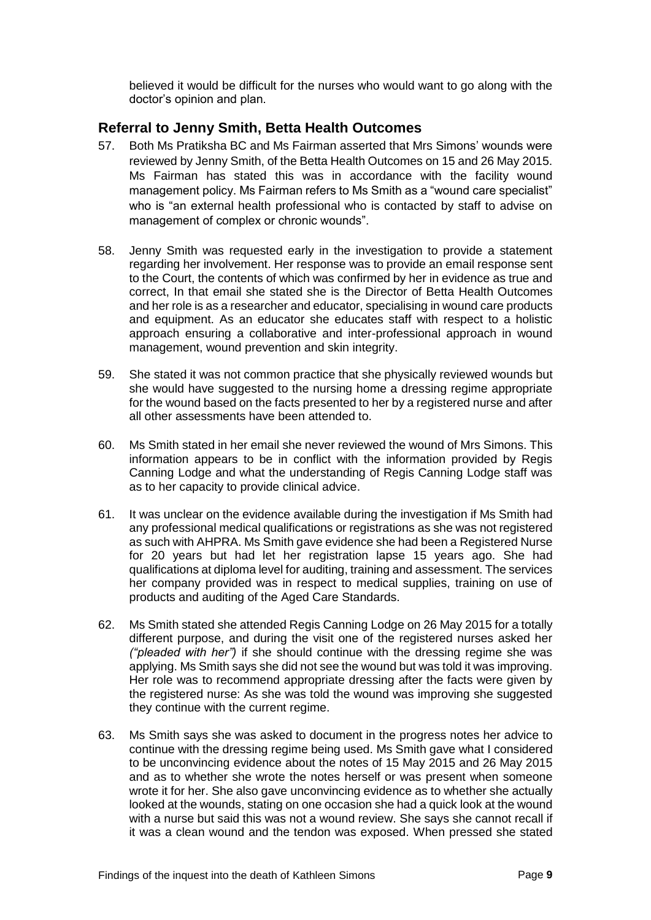believed it would be difficult for the nurses who would want to go along with the doctor's opinion and plan.

## Referral to Jenny Smith, Betta Health Outcomes

57. Both Ms Pratiksha BC and Ms Fairman asserted that Mrs Simons' wounds were reviewed by Jenny Smith, of the Betta Health Outcomes on 15 and 26 May 2015. Ms Fairman has stated this was in accordance with the facility wound management policy. Ms Fairman refers to Ms Smith as a "wound care specialist" who is "an external health professional who is contacted by staff to advise on management of complex or chronic wounds".

58. Jenny Smith was requested early in the investigation to provide a statement regarding her involvement. Her response was to provide an email response sent to the Court, the contents of which was confirmed by her in evidence as true and correct, In that email she stated she is the Director of Betta Health Outcomes and her role is as a researcher and educator, specialising in wound care products and equipment. As an educator she educates staff with respect to a holistic approach ensuring a collaborative and inter-professional approach in wound management, wound prevention and skin integrity.

59. She stated it was not common practice that she physically reviewed wounds but she would have suggested to the nursing home a dressing regime appropriate for the wound based on the facts presented to her by a registered nurse and after all other assessments have been attended to.

60. Ms Smith stated in her email she never reviewed the wound of Mrs Simons. This information appears to be in conflict with the information provided by Regis Canning Lodge and what the understanding of Regis Canning Lodge staff was as to her capacity to provide clinical advice.

61. It was unclear on the evidence available during the investigation if Ms Smith had any professional medical qualifications or registrations as she was not registered as such with AHPRA. Ms Smith gave evidence she had been a Registered Nurse for 20 years but had let her registration lapse 15 years ago. She had qualifications at diploma level for auditing, training and assessment. The services her company provided was in respect to medical supplies, training on use of products and auditing of the Aged Care Standards.

62. Ms Smith stated she attended Regis Canning Lodge on 26 May 2015 for a totally different purpose, and during the visit one of the registered nurses asked her *("pleaded with her")* if she should continue with the dressing regime she was applying. Ms Smith says she did not see the wound but was told it was improving. Her role was to recommend appropriate dressing after the facts were given by the registered nurse: As she was told the wound was improving she suggested they continue with the current regime.

63. Ms Smith says she was asked to document in the progress notes her advice to continue with the dressing regime being used. Ms Smith gave what I considered to be unconvincing evidence about the notes of 15 May 2015 and 26 May 2015 and as to whether she wrote the notes herself or was present when someone wrote it for her. She also gave unconvincing evidence as to whether she actually looked at the wounds, stating on one occasion she had a quick look at the wound with a nurse but said this was not a wound review. She says she cannot recall if it was a clean wound and the tendon was exposed. When pressed she stated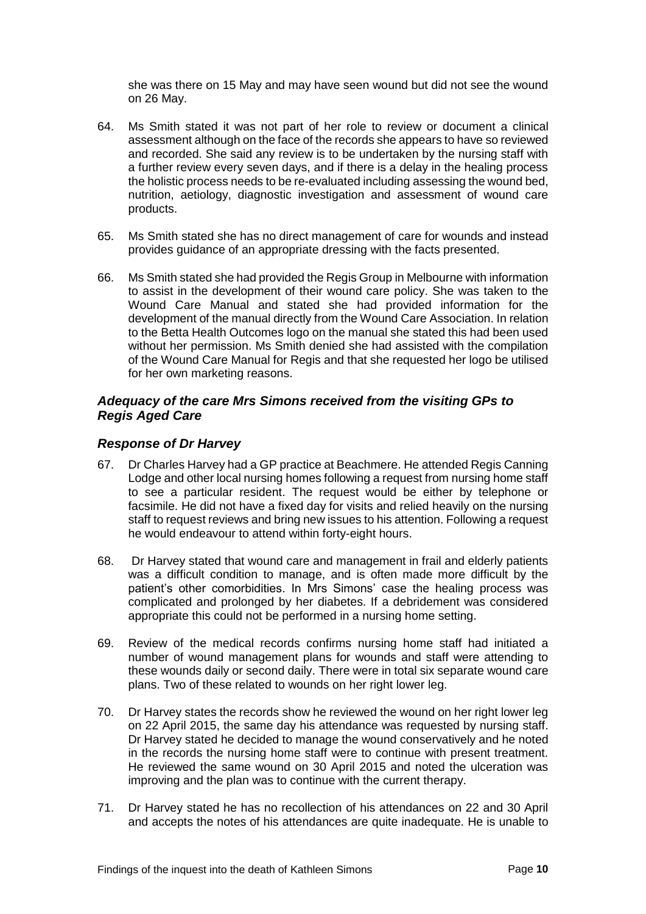she was there on 15 May and may have seen wound but did not see the wound on 26 May.

64. Ms Smith stated it was not part of her role to review or document a clinical assessment although on the face of the records she appears to have so reviewed and recorded. She said any review is to be undertaken by the nursing staff with a further review every seven days, and if there is a delay in the healing process the holistic process needs to be re-evaluated including assessing the wound bed, nutrition, aetiology, diagnostic investigation and assessment of wound care products.

65. Ms Smith stated she has no direct management of care for wounds and instead provides guidance of an appropriate dressing with the facts presented.

66. Ms Smith stated she had provided the Regis Group in Melbourne with information to assist in the development of their wound care policy. She was taken to the Wound Care Manual and stated she had provided information for the development of the manual directly from the Wound Care Association. In relation to the Betta Health Outcomes logo on the manual she stated this had been used without her permission. Ms Smith denied she had assisted with the compilation of the Wound Care Manual for Regis and that she requested her logo be utilised for her own marketing reasons.

### *Adequacy of the care Mrs Simons received from the visiting GPs to Regis Aged Care*

### *Response of Dr Harvey*

67. Dr Charles Harvey had a GP practice at Beachmere. He attended Regis Canning Lodge and other local nursing homes following a request from nursing home staff to see a particular resident. The request would be either by telephone or facsimile. He did not have a fixed day for visits and relied heavily on the nursing staff to request reviews and bring new issues to his attention. Following a request he would endeavour to attend within forty-eight hours.

68. Dr Harvey stated that wound care and management in frail and elderly patients was a difficult condition to manage, and is often made more difficult by the patient's other comorbidities. In Mrs Simons' case the healing process was complicated and prolonged by her diabetes. If a debridement was considered appropriate this could not be performed in a nursing home setting.

69. Review of the medical records confirms nursing home staff had initiated a number of wound management plans for wounds and staff were attending to these wounds daily or second daily. There were in total six separate wound care plans. Two of these related to wounds on her right lower leg.

70. Dr Harvey states the records show he reviewed the wound on her right lower leg on 22 April 2015, the same day his attendance was requested by nursing staff. Dr Harvey stated he decided to manage the wound conservatively and he noted in the records the nursing home staff were to continue with present treatment. He reviewed the same wound on 30 April 2015 and noted the ulceration was improving and the plan was to continue with the current therapy.

71. Dr Harvey stated he has no recollection of his attendances on 22 and 30 April and accepts the notes of his attendances are quite inadequate. He is unable to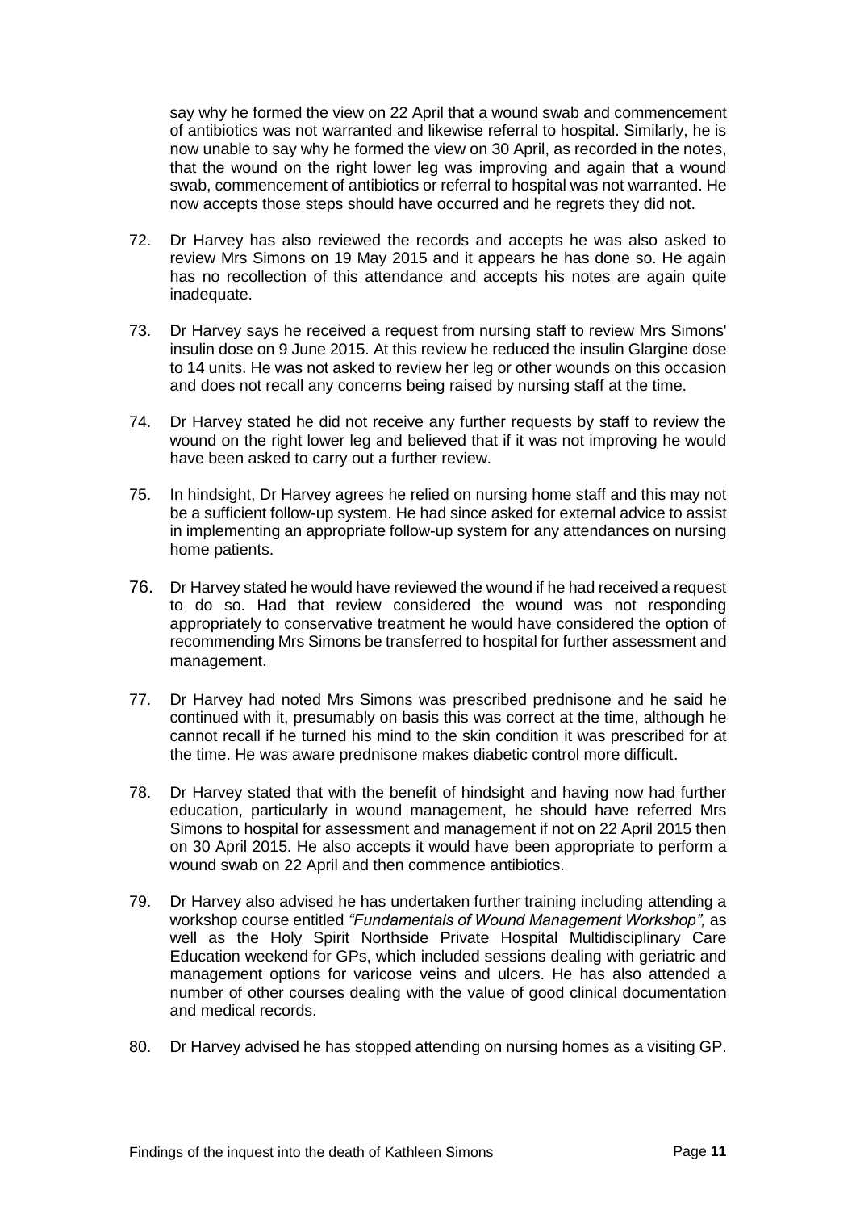say why he formed the view on 22 April that a wound swab and commencement of antibiotics was not warranted and likewise referral to hospital. Similarly, he is now unable to say why he formed the view on 30 April, as recorded in the notes, that the wound on the right lower leg was improving and again that a wound swab, commencement of antibiotics or referral to hospital was not warranted. He now accepts those steps should have occurred and he regrets they did not.

72. Dr Harvey has also reviewed the records and accepts he was also asked to review Mrs Simons on 19 May 2015 and it appears he has done so. He again has no recollection of this attendance and accepts his notes are again quite inadequate.

73. Dr Harvey says he received a request from nursing staff to review Mrs Simons' insulin dose on 9 June 2015. At this review he reduced the insulin Glargine dose to 14 units. He was not asked to review her leg or other wounds on this occasion and does not recall any concerns being raised by nursing staff at the time.

74. Dr Harvey stated he did not receive any further requests by staff to review the wound on the right lower leg and believed that if it was not improving he would have been asked to carry out a further review.

75. In hindsight, Dr Harvey agrees he relied on nursing home staff and this may not be a sufficient follow-up system. He had since asked for external advice to assist in implementing an appropriate follow-up system for any attendances on nursing home patients.

76. Dr Harvey stated he would have reviewed the wound if he had received a request to do so. Had that review considered the wound was not responding appropriately to conservative treatment he would have considered the option of recommending Mrs Simons be transferred to hospital for further assessment and management.

77. Dr Harvey had noted Mrs Simons was prescribed prednisone and he said he continued with it, presumably on basis this was correct at the time, although he cannot recall if he turned his mind to the skin condition it was prescribed for at the time. He was aware prednisone makes diabetic control more difficult.

78. Dr Harvey stated that with the benefit of hindsight and having now had further education, particularly in wound management, he should have referred Mrs Simons to hospital for assessment and management if not on 22 April 2015 then on 30 April 2015. He also accepts it would have been appropriate to perform a wound swab on 22 April and then commence antibiotics.

79. Dr Harvey also advised he has undertaken further training including attending a workshop course entitled *"Fundamentals of Wound Management Workshop"*, as well as the Holy Spirit Northside Private Hospital Multidisciplinary Care Education weekend for GPs, which included sessions dealing with geriatric and management options for varicose veins and ulcers. He has also attended a number of other courses dealing with the value of good clinical documentation and medical records.

80. Dr Harvey advised he has stopped attending on nursing homes as a visiting GP.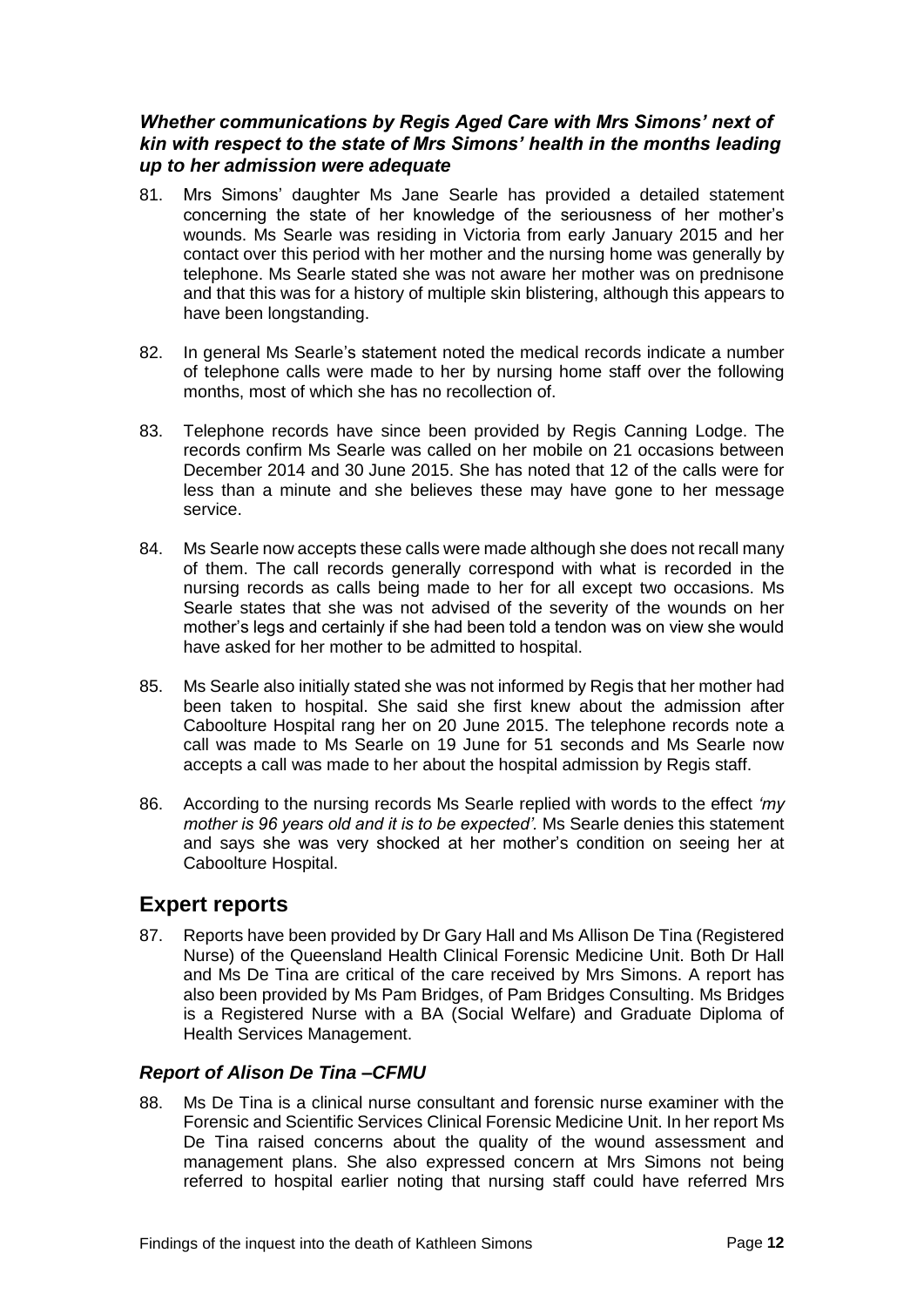### *Whether communications by Regis Aged Care with Mrs Simons' next of kin with respect to the state of Mrs Simons' health in the months leading up to her admission were adequate*

81. Mrs Simons' daughter Ms Jane Searle has provided a detailed statement concerning the state of her knowledge of the seriousness of her mother's wounds. Ms Searle was residing in Victoria from early January 2015 and her contact over this period with her mother and the nursing home was generally by telephone. Ms Searle stated she was not aware her mother was on prednisone and that this was for a history of multiple skin blistering, although this appears to have been longstanding.

82. In general Ms Searle's statement noted the medical records indicate a number of telephone calls were made to her by nursing home staff over the following months, most of which she has no recollection of.

83. Telephone records have since been provided by Regis Canning Lodge. The records confirm Ms Searle was called on her mobile on 21 occasions between December 2014 and 30 June 2015. She has noted that 12 of the calls were for less than a minute and she believes these may have gone to her message service.

84. Ms Searle now accepts these calls were made although she does not recall many of them. The call records generally correspond with what is recorded in the nursing records as calls being made to her for all except two occasions. Ms Searle states that she was not advised of the severity of the wounds on her mother's legs and certainly if she had been told a tendon was on view she would have asked for her mother to be admitted to hospital.

85. Ms Searle also initially stated she was not informed by Regis that her mother had been taken to hospital. She said she first knew about the admission after Caboolture Hospital rang her on 20 June 2015. The telephone records note a call was made to Ms Searle on 19 June for 51 seconds and Ms Searle now accepts a call was made to her about the hospital admission by Regis staff.

86. According to the nursing records Ms Searle replied with words to the effect *'my mother is 96 years old and it is to be expected'.* Ms Searle denies this statement and says she was very shocked at her mother's condition on seeing her at Caboolture Hospital.

## Expert reports

87. Reports have been provided by Dr Gary Hall and Ms Allison De Tina (Registered Nurse) of the Queensland Health Clinical Forensic Medicine Unit. Both Dr Hall and Ms De Tina are critical of the care received by Mrs Simons. A report has also been provided by Ms Pam Bridges, of Pam Bridges Consulting. Ms Bridges is a Registered Nurse with a BA (Social Welfare) and Graduate Diploma of Health Services Management.

### *Report of Alison De Tina –CFMU*

88. Ms De Tina is a clinical nurse consultant and forensic nurse examiner with the Forensic and Scientific Services Clinical Forensic Medicine Unit. In her report Ms De Tina raised concerns about the quality of the wound assessment and management plans. She also expressed concern at Mrs Simons not being referred to hospital earlier noting that nursing staff could have referred Mrs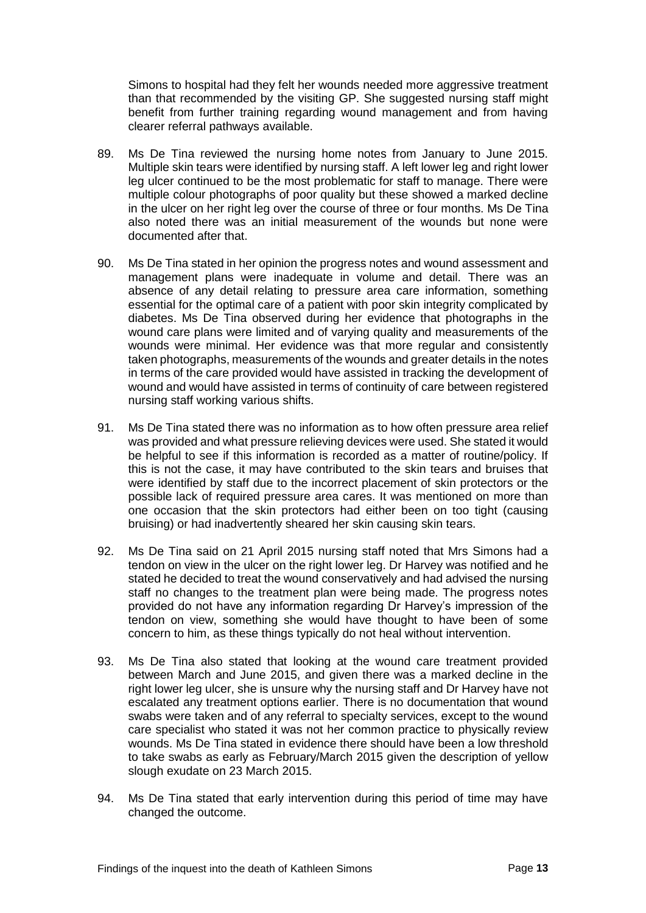Simons to hospital had they felt her wounds needed more aggressive treatment than that recommended by the visiting GP. She suggested nursing staff might benefit from further training regarding wound management and from having clearer referral pathways available.

89. Ms De Tina reviewed the nursing home notes from January to June 2015. Multiple skin tears were identified by nursing staff. A left lower leg and right lower leg ulcer continued to be the most problematic for staff to manage. There were multiple colour photographs of poor quality but these showed a marked decline in the ulcer on her right leg over the course of three or four months. Ms De Tina also noted there was an initial measurement of the wounds but none were documented after that.

90. Ms De Tina stated in her opinion the progress notes and wound assessment and management plans were inadequate in volume and detail. There was an absence of any detail relating to pressure area care information, something essential for the optimal care of a patient with poor skin integrity complicated by diabetes. Ms De Tina observed during her evidence that photographs in the wound care plans were limited and of varying quality and measurements of the wounds were minimal. Her evidence was that more regular and consistently taken photographs, measurements of the wounds and greater details in the notes in terms of the care provided would have assisted in tracking the development of wound and would have assisted in terms of continuity of care between registered nursing staff working various shifts.

91. Ms De Tina stated there was no information as to how often pressure area relief was provided and what pressure relieving devices were used. She stated it would be helpful to see if this information is recorded as a matter of routine/policy. If this is not the case, it may have contributed to the skin tears and bruises that were identified by staff due to the incorrect placement of skin protectors or the possible lack of required pressure area cares. It was mentioned on more than one occasion that the skin protectors had either been on too tight (causing bruising) or had inadvertently sheared her skin causing skin tears.

92. Ms De Tina said on 21 April 2015 nursing staff noted that Mrs Simons had a tendon on view in the ulcer on the right lower leg. Dr Harvey was notified and he stated he decided to treat the wound conservatively and had advised the nursing staff no changes to the treatment plan were being made. The progress notes provided do not have any information regarding Dr Harvey's impression of the tendon on view, something she would have thought to have been of some concern to him, as these things typically do not heal without intervention.

93. Ms De Tina also stated that looking at the wound care treatment provided between March and June 2015, and given there was a marked decline in the right lower leg ulcer, she is unsure why the nursing staff and Dr Harvey have not escalated any treatment options earlier. There is no documentation that wound swabs were taken and of any referral to specialty services, except to the wound care specialist who stated it was not her common practice to physically review wounds. Ms De Tina stated in evidence there should have been a low threshold to take swabs as early as February/March 2015 given the description of yellow slough exudate on 23 March 2015.

94. Ms De Tina stated that early intervention during this period of time may have changed the outcome.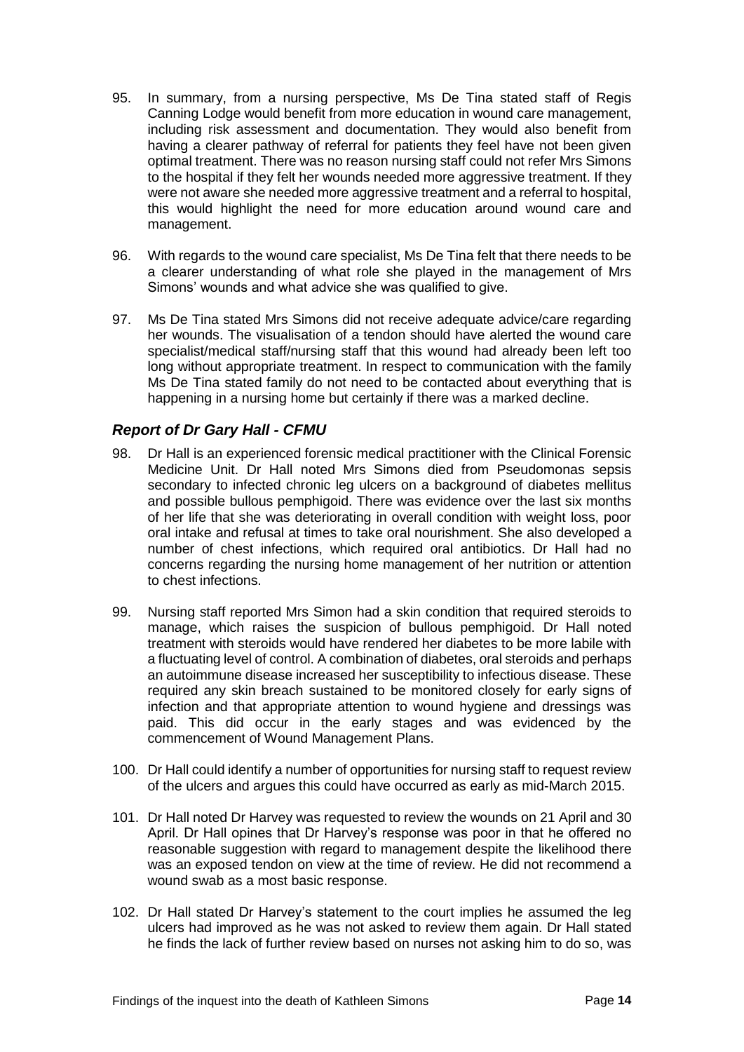95. In summary, from a nursing perspective, Ms De Tina stated staff of Regis Canning Lodge would benefit from more education in wound care management, including risk assessment and documentation. They would also benefit from having a clearer pathway of referral for patients they feel have not been given optimal treatment. There was no reason nursing staff could not refer Mrs Simons to the hospital if they felt her wounds needed more aggressive treatment. If they were not aware she needed more aggressive treatment and a referral to hospital, this would highlight the need for more education around wound care and management.

96. With regards to the wound care specialist, Ms De Tina felt that there needs to be a clearer understanding of what role she played in the management of Mrs Simons' wounds and what advice she was qualified to give.

97. Ms De Tina stated Mrs Simons did not receive adequate advice/care regarding her wounds. The visualisation of a tendon should have alerted the wound care specialist/medical staff/nursing staff that this wound had already been left too long without appropriate treatment. In respect to communication with the family Ms De Tina stated family do not need to be contacted about everything that is happening in a nursing home but certainly if there was a marked decline.

### *Report of Dr Gary Hall - CFMU*

98. Dr Hall is an experienced forensic medical practitioner with the Clinical Forensic Medicine Unit. Dr Hall noted Mrs Simons died from Pseudomonas sepsis secondary to infected chronic leg ulcers on a background of diabetes mellitus and possible bullous pemphigoid. There was evidence over the last six months of her life that she was deteriorating in overall condition with weight loss, poor oral intake and refusal at times to take oral nourishment. She also developed a number of chest infections, which required oral antibiotics. Dr Hall had no concerns regarding the nursing home management of her nutrition or attention to chest infections.

99. Nursing staff reported Mrs Simon had a skin condition that required steroids to manage, which raises the suspicion of bullous pemphigoid. Dr Hall noted treatment with steroids would have rendered her diabetes to be more labile with a fluctuating level of control. A combination of diabetes, oral steroids and perhaps an autoimmune disease increased her susceptibility to infectious disease. These required any skin breach sustained to be monitored closely for early signs of infection and that appropriate attention to wound hygiene and dressings was paid. This did occur in the early stages and was evidenced by the commencement of Wound Management Plans.

100. Dr Hall could identify a number of opportunities for nursing staff to request review of the ulcers and argues this could have occurred as early as mid-March 2015.

101. Dr Hall noted Dr Harvey was requested to review the wounds on 21 April and 30 April. Dr Hall opines that Dr Harvey's response was poor in that he offered no reasonable suggestion with regard to management despite the likelihood there was an exposed tendon on view at the time of review. He did not recommend a wound swab as a most basic response.

102. Dr Hall stated Dr Harvey's statement to the court implies he assumed the leg ulcers had improved as he was not asked to review them again. Dr Hall stated he finds the lack of further review based on nurses not asking him to do so, was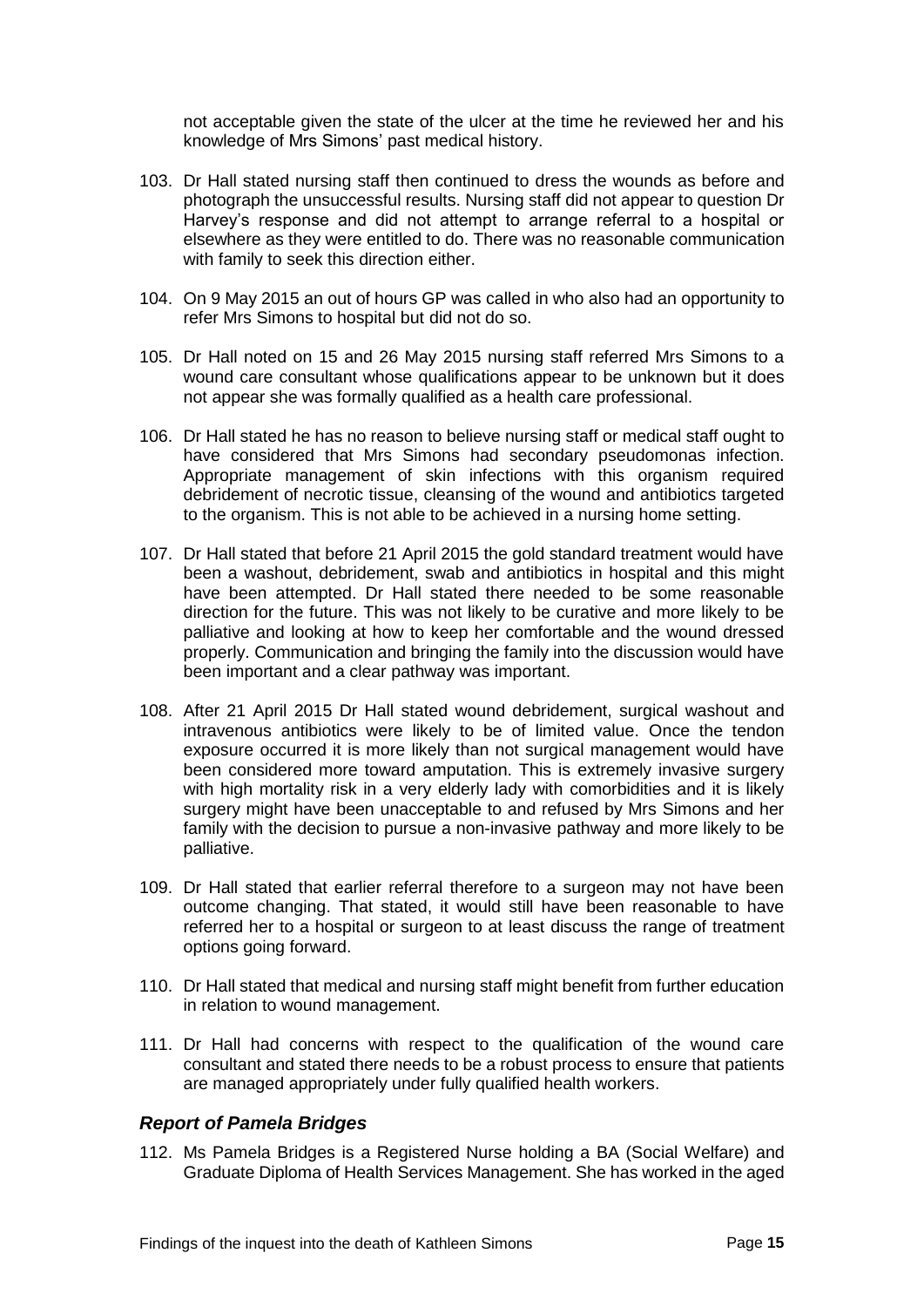not acceptable given the state of the ulcer at the time he reviewed her and his knowledge of Mrs Simons' past medical history.

103. Dr Hall stated nursing staff then continued to dress the wounds as before and photograph the unsuccessful results. Nursing staff did not appear to question Dr Harvey's response and did not attempt to arrange referral to a hospital or elsewhere as they were entitled to do. There was no reasonable communication with family to seek this direction either.

104. On 9 May 2015 an out of hours GP was called in who also had an opportunity to refer Mrs Simons to hospital but did not do so.

105. Dr Hall noted on 15 and 26 May 2015 nursing staff referred Mrs Simons to a wound care consultant whose qualifications appear to be unknown but it does not appear she was formally qualified as a health care professional.

106. Dr Hall stated he has no reason to believe nursing staff or medical staff ought to have considered that Mrs Simons had secondary pseudomonas infection. Appropriate management of skin infections with this organism required debridement of necrotic tissue, cleansing of the wound and antibiotics targeted to the organism. This is not able to be achieved in a nursing home setting.

107. Dr Hall stated that before 21 April 2015 the gold standard treatment would have been a washout, debridement, swab and antibiotics in hospital and this might have been attempted. Dr Hall stated there needed to be some reasonable direction for the future. This was not likely to be curative and more likely to be palliative and looking at how to keep her comfortable and the wound dressed properly. Communication and bringing the family into the discussion would have been important and a clear pathway was important.

108. After 21 April 2015 Dr Hall stated wound debridement, surgical washout and intravenous antibiotics were likely to be of limited value. Once the tendon exposure occurred it is more likely than not surgical management would have been considered more toward amputation. This is extremely invasive surgery with high mortality risk in a very elderly lady with comorbidities and it is likely surgery might have been unacceptable to and refused by Mrs Simons and her family with the decision to pursue a non-invasive pathway and more likely to be palliative.

109. Dr Hall stated that earlier referral therefore to a surgeon may not have been outcome changing. That stated, it would still have been reasonable to have referred her to a hospital or surgeon to at least discuss the range of treatment options going forward.

110. Dr Hall stated that medical and nursing staff might benefit from further education in relation to wound management.

111. Dr Hall had concerns with respect to the qualification of the wound care consultant and stated there needs to be a robust process to ensure that patients are managed appropriately under fully qualified health workers.

### *Report of Pamela Bridges*

112. Ms Pamela Bridges is a Registered Nurse holding a BA (Social Welfare) and Graduate Diploma of Health Services Management. She has worked in the aged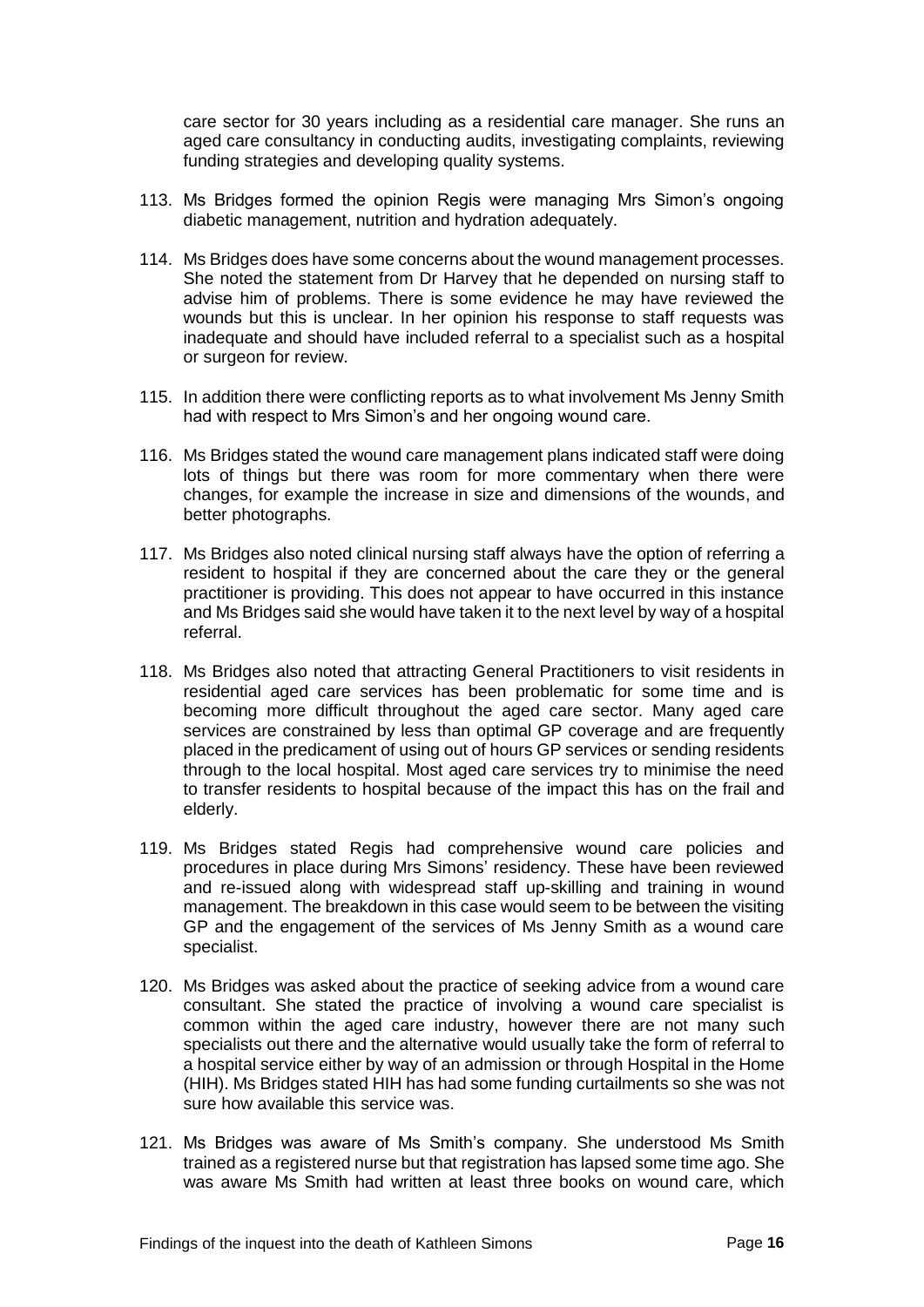care sector for 30 years including as a residential care manager. She runs an aged care consultancy in conducting audits, investigating complaints, reviewing funding strategies and developing quality systems.

113. Ms Bridges formed the opinion Regis were managing Mrs Simon's ongoing diabetic management, nutrition and hydration adequately.

114. Ms Bridges does have some concerns about the wound management processes. She noted the statement from Dr Harvey that he depended on nursing staff to advise him of problems. There is some evidence he may have reviewed the wounds but this is unclear. In her opinion his response to staff requests was inadequate and should have included referral to a specialist such as a hospital or surgeon for review.

115. In addition there were conflicting reports as to what involvement Ms Jenny Smith had with respect to Mrs Simon's and her ongoing wound care.

116. Ms Bridges stated the wound care management plans indicated staff were doing lots of things but there was room for more commentary when there were changes, for example the increase in size and dimensions of the wounds, and better photographs.

117. Ms Bridges also noted clinical nursing staff always have the option of referring a resident to hospital if they are concerned about the care they or the general practitioner is providing. This does not appear to have occurred in this instance and Ms Bridges said she would have taken it to the next level by way of a hospital referral.

118. Ms Bridges also noted that attracting General Practitioners to visit residents in residential aged care services has been problematic for some time and is becoming more difficult throughout the aged care sector. Many aged care services are constrained by less than optimal GP coverage and are frequently placed in the predicament of using out of hours GP services or sending residents through to the local hospital. Most aged care services try to minimise the need to transfer residents to hospital because of the impact this has on the frail and elderly.

119. Ms Bridges stated Regis had comprehensive wound care policies and procedures in place during Mrs Simons' residency. These have been reviewed and re-issued along with widespread staff up-skilling and training in wound management. The breakdown in this case would seem to be between the visiting GP and the engagement of the services of Ms Jenny Smith as a wound care specialist.

120. Ms Bridges was asked about the practice of seeking advice from a wound care consultant. She stated the practice of involving a wound care specialist is common within the aged care industry, however there are not many such specialists out there and the alternative would usually take the form of referral to a hospital service either by way of an admission or through Hospital in the Home (HIH). Ms Bridges stated HIH has had some funding curtailments so she was not sure how available this service was.

121. Ms Bridges was aware of Ms Smith's company. She understood Ms Smith trained as a registered nurse but that registration has lapsed some time ago. She was aware Ms Smith had written at least three books on wound care, which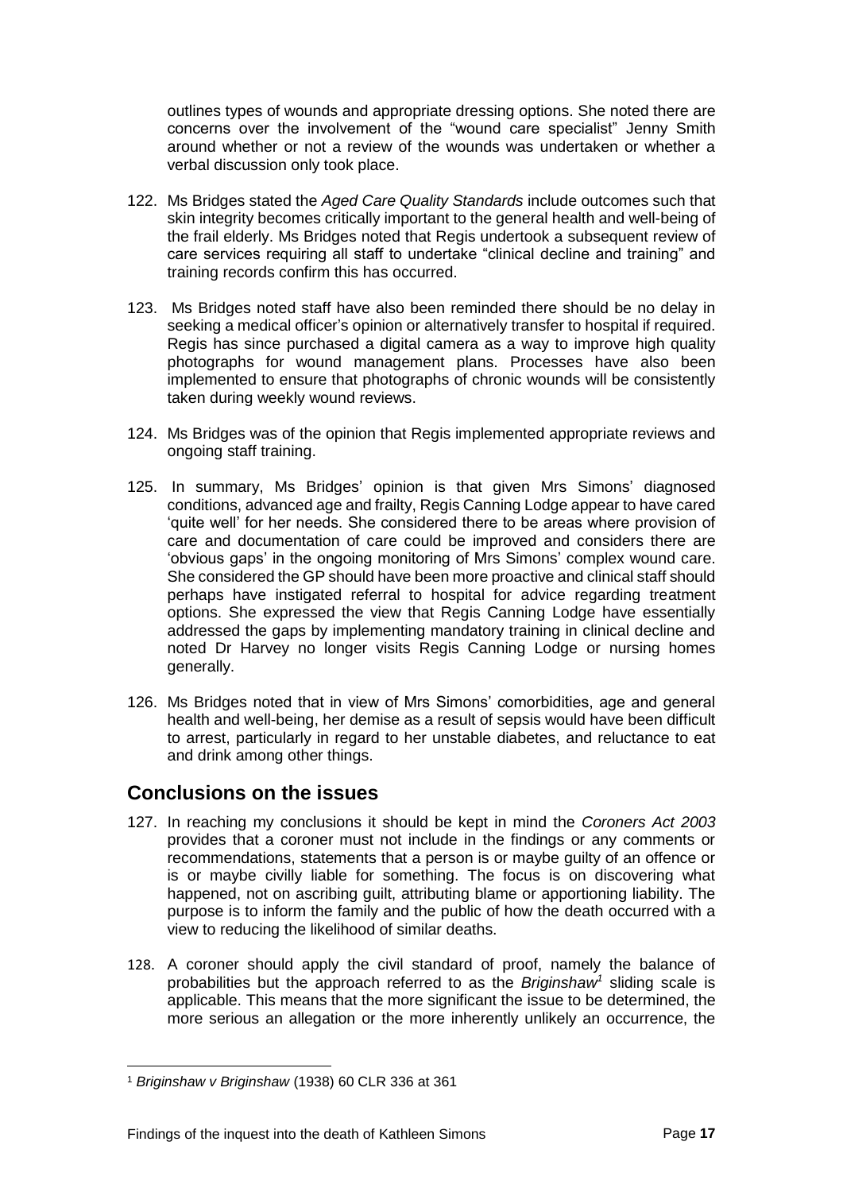outlines types of wounds and appropriate dressing options. She noted there are concerns over the involvement of the "wound care specialist" Jenny Smith around whether or not a review of the wounds was undertaken or whether a verbal discussion only took place.

122. Ms Bridges stated the *Aged Care Quality Standards* include outcomes such that skin integrity becomes critically important to the general health and well-being of the frail elderly. Ms Bridges noted that Regis undertook a subsequent review of care services requiring all staff to undertake "clinical decline and training" and training records confirm this has occurred.

123. Ms Bridges noted staff have also been reminded there should be no delay in seeking a medical officer's opinion or alternatively transfer to hospital if required. Regis has since purchased a digital camera as a way to improve high quality photographs for wound management plans. Processes have also been implemented to ensure that photographs of chronic wounds will be consistently taken during weekly wound reviews.

124. Ms Bridges was of the opinion that Regis implemented appropriate reviews and ongoing staff training.

125. In summary, Ms Bridges' opinion is that given Mrs Simons' diagnosed conditions, advanced age and frailty, Regis Canning Lodge appear to have cared 'quite well' for her needs. She considered there to be areas where provision of care and documentation of care could be improved and considers there are 'obvious gaps' in the ongoing monitoring of Mrs Simons' complex wound care. She considered the GP should have been more proactive and clinical staff should perhaps have instigated referral to hospital for advice regarding treatment options. She expressed the view that Regis Canning Lodge have essentially addressed the gaps by implementing mandatory training in clinical decline and noted Dr Harvey no longer visits Regis Canning Lodge or nursing homes generally.

126. Ms Bridges noted that in view of Mrs Simons' comorbidities, age and general health and well-being, her demise as a result of sepsis would have been difficult to arrest, particularly in regard to her unstable diabetes, and reluctance to eat and drink among other things.

## Conclusions on the issues

127. In reaching my conclusions it should be kept in mind the *Coroners Act 2003* provides that a coroner must not include in the findings or any comments or recommendations, statements that a person is or maybe guilty of an offence or is or maybe civilly liable for something. The focus is on discovering what happened, not on ascribing guilt, attributing blame or apportioning liability. The purpose is to inform the family and the public of how the death occurred with a view to reducing the likelihood of similar deaths.

128. A coroner should apply the civil standard of proof, namely the balance of probabilities but the approach referred to as the *Briginshaw*[1] sliding scale is applicable. This means that the more significant the issue to be determined, the more serious an allegation or the more inherently unlikely an occurrence, the

[1] *Briginshaw v Briginshaw* (1938) 60 CLR 336 at 361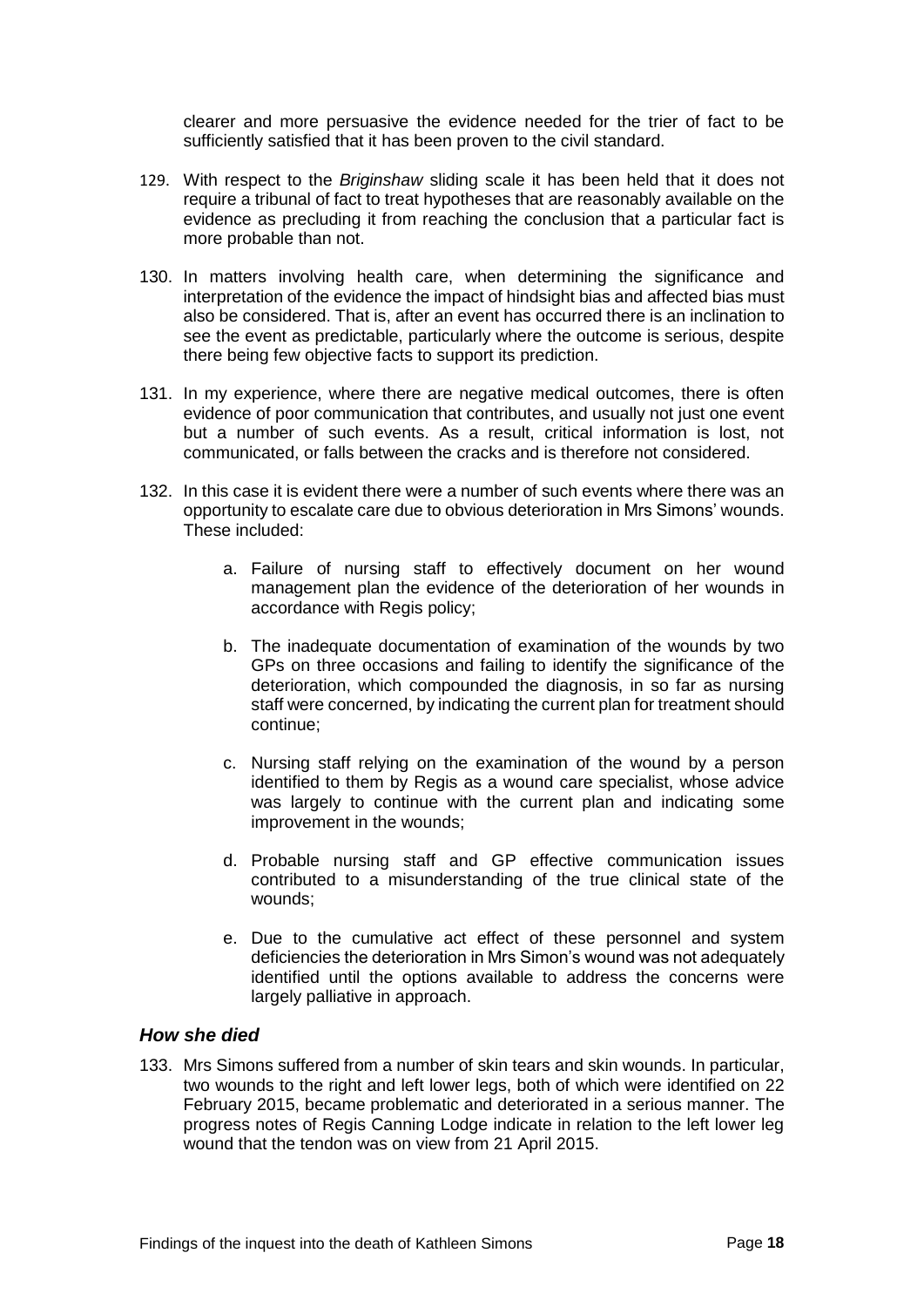clearer and more persuasive the evidence needed for the trier of fact to be sufficiently satisfied that it has been proven to the civil standard.

129. With respect to the *Briginshaw* sliding scale it has been held that it does not require a tribunal of fact to treat hypotheses that are reasonably available on the evidence as precluding it from reaching the conclusion that a particular fact is more probable than not.

130. In matters involving health care, when determining the significance and interpretation of the evidence the impact of hindsight bias and affected bias must also be considered. That is, after an event has occurred there is an inclination to see the event as predictable, particularly where the outcome is serious, despite there being few objective facts to support its prediction.

131. In my experience, where there are negative medical outcomes, there is often evidence of poor communication that contributes, and usually not just one event but a number of such events. As a result, critical information is lost, not communicated, or falls between the cracks and is therefore not considered.

132. In this case it is evident there were a number of such events where there was an opportunity to escalate care due to obvious deterioration in Mrs Simons' wounds. These included:

    a. Failure of nursing staff to effectively document on her wound management plan the evidence of the deterioration of her wounds in accordance with Regis policy;

    b. The inadequate documentation of examination of the wounds by two GPs on three occasions and failing to identify the significance of the deterioration, which compounded the diagnosis, in so far as nursing staff were concerned, by indicating the current plan for treatment should continue;

    c. Nursing staff relying on the examination of the wound by a person identified to them by Regis as a wound care specialist, whose advice was largely to continue with the current plan and indicating some improvement in the wounds;

    d. Probable nursing staff and GP effective communication issues contributed to a misunderstanding of the true clinical state of the wounds;

    e. Due to the cumulative act effect of these personnel and system deficiencies the deterioration in Mrs Simon's wound was not adequately identified until the options available to address the concerns were largely palliative in approach.

### *How she died*

133. Mrs Simons suffered from a number of skin tears and skin wounds. In particular, two wounds to the right and left lower legs, both of which were identified on 22 February 2015, became problematic and deteriorated in a serious manner. The progress notes of Regis Canning Lodge indicate in relation to the left lower leg wound that the tendon was on view from 21 April 2015.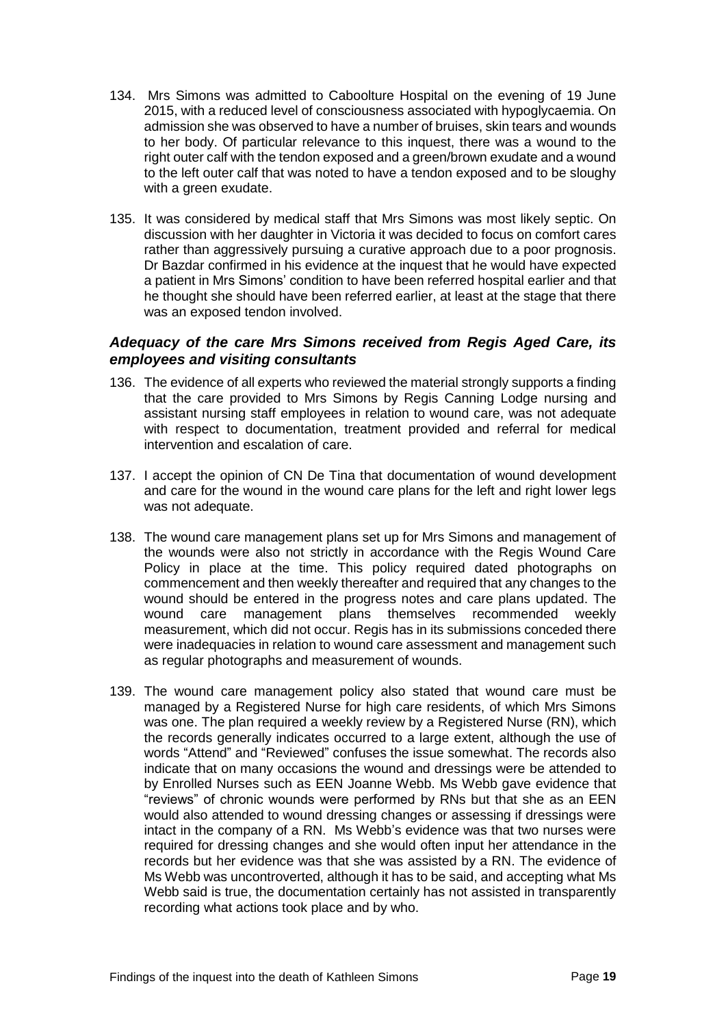134. Mrs Simons was admitted to Caboolture Hospital on the evening of 19 June 2015, with a reduced level of consciousness associated with hypoglycaemia. On admission she was observed to have a number of bruises, skin tears and wounds to her body. Of particular relevance to this inquest, there was a wound to the right outer calf with the tendon exposed and a green/brown exudate and a wound to the left outer calf that was noted to have a tendon exposed and to be sloughy with a green exudate.

135. It was considered by medical staff that Mrs Simons was most likely septic. On discussion with her daughter in Victoria it was decided to focus on comfort cares rather than aggressively pursuing a curative approach due to a poor prognosis. Dr Bazdar confirmed in his evidence at the inquest that he would have expected a patient in Mrs Simons' condition to have been referred hospital earlier and that he thought she should have been referred earlier, at least at the stage that there was an exposed tendon involved.

### *Adequacy of the care Mrs Simons received from Regis Aged Care, its employees and visiting consultants*

136. The evidence of all experts who reviewed the material strongly supports a finding that the care provided to Mrs Simons by Regis Canning Lodge nursing and assistant nursing staff employees in relation to wound care, was not adequate with respect to documentation, treatment provided and referral for medical intervention and escalation of care.

137. I accept the opinion of CN De Tina that documentation of wound development and care for the wound in the wound care plans for the left and right lower legs was not adequate.

138. The wound care management plans set up for Mrs Simons and management of the wounds were also not strictly in accordance with the Regis Wound Care Policy in place at the time. This policy required dated photographs on commencement and then weekly thereafter and required that any changes to the wound should be entered in the progress notes and care plans updated. The wound care management plans themselves recommended weekly measurement, which did not occur. Regis has in its submissions conceded there were inadequacies in relation to wound care assessment and management such as regular photographs and measurement of wounds.

139. The wound care management policy also stated that wound care must be managed by a Registered Nurse for high care residents, of which Mrs Simons was one. The plan required a weekly review by a Registered Nurse (RN), which the records generally indicates occurred to a large extent, although the use of words "Attend" and "Reviewed" confuses the issue somewhat. The records also indicate that on many occasions the wound and dressings were be attended to by Enrolled Nurses such as EEN Joanne Webb. Ms Webb gave evidence that "reviews" of chronic wounds were performed by RNs but that she as an EEN would also attended to wound dressing changes or assessing if dressings were intact in the company of a RN. Ms Webb's evidence was that two nurses were required for dressing changes and she would often input her attendance in the records but her evidence was that she was assisted by a RN. The evidence of Ms Webb was uncontroverted, although it has to be said, and accepting what Ms Webb said is true, the documentation certainly has not assisted in transparently recording what actions took place and by who.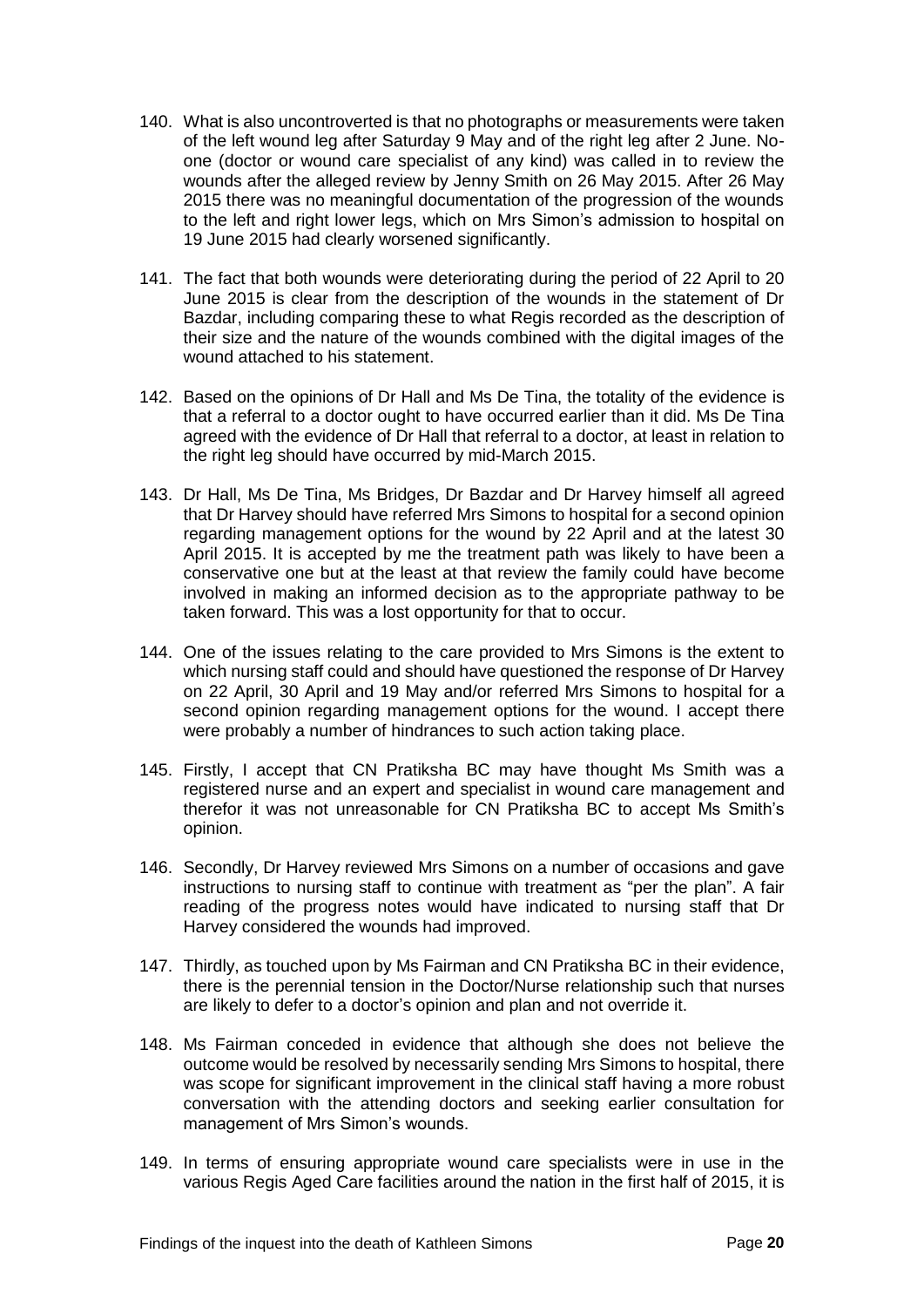140. What is also uncontroverted is that no photographs or measurements were taken of the left wound leg after Saturday 9 May and of the right leg after 2 June. No-one (doctor or wound care specialist of any kind) was called in to review the wounds after the alleged review by Jenny Smith on 26 May 2015. After 26 May 2015 there was no meaningful documentation of the progression of the wounds to the left and right lower legs, which on Mrs Simon's admission to hospital on 19 June 2015 had clearly worsened significantly.

141. The fact that both wounds were deteriorating during the period of 22 April to 20 June 2015 is clear from the description of the wounds in the statement of Dr Bazdar, including comparing these to what Regis recorded as the description of their size and the nature of the wounds combined with the digital images of the wound attached to his statement.

142. Based on the opinions of Dr Hall and Ms De Tina, the totality of the evidence is that a referral to a doctor ought to have occurred earlier than it did. Ms De Tina agreed with the evidence of Dr Hall that referral to a doctor, at least in relation to the right leg should have occurred by mid-March 2015.

143. Dr Hall, Ms De Tina, Ms Bridges, Dr Bazdar and Dr Harvey himself all agreed that Dr Harvey should have referred Mrs Simons to hospital for a second opinion regarding management options for the wound by 22 April and at the latest 30 April 2015. It is accepted by me the treatment path was likely to have been a conservative one but at the least at that review the family could have become involved in making an informed decision as to the appropriate pathway to be taken forward. This was a lost opportunity for that to occur.

144. One of the issues relating to the care provided to Mrs Simons is the extent to which nursing staff could and should have questioned the response of Dr Harvey on 22 April, 30 April and 19 May and/or referred Mrs Simons to hospital for a second opinion regarding management options for the wound. I accept there were probably a number of hindrances to such action taking place.

145. Firstly, I accept that CN Pratiksha BC may have thought Ms Smith was a registered nurse and an expert and specialist in wound care management and therefor it was not unreasonable for CN Pratiksha BC to accept Ms Smith's opinion.

146. Secondly, Dr Harvey reviewed Mrs Simons on a number of occasions and gave instructions to nursing staff to continue with treatment as "per the plan". A fair reading of the progress notes would have indicated to nursing staff that Dr Harvey considered the wounds had improved.

147. Thirdly, as touched upon by Ms Fairman and CN Pratiksha BC in their evidence, there is the perennial tension in the Doctor/Nurse relationship such that nurses are likely to defer to a doctor's opinion and plan and not override it.

148. Ms Fairman conceded in evidence that although she does not believe the outcome would be resolved by necessarily sending Mrs Simons to hospital, there was scope for significant improvement in the clinical staff having a more robust conversation with the attending doctors and seeking earlier consultation for management of Mrs Simon's wounds.

149. In terms of ensuring appropriate wound care specialists were in use in the various Regis Aged Care facilities around the nation in the first half of 2015, it is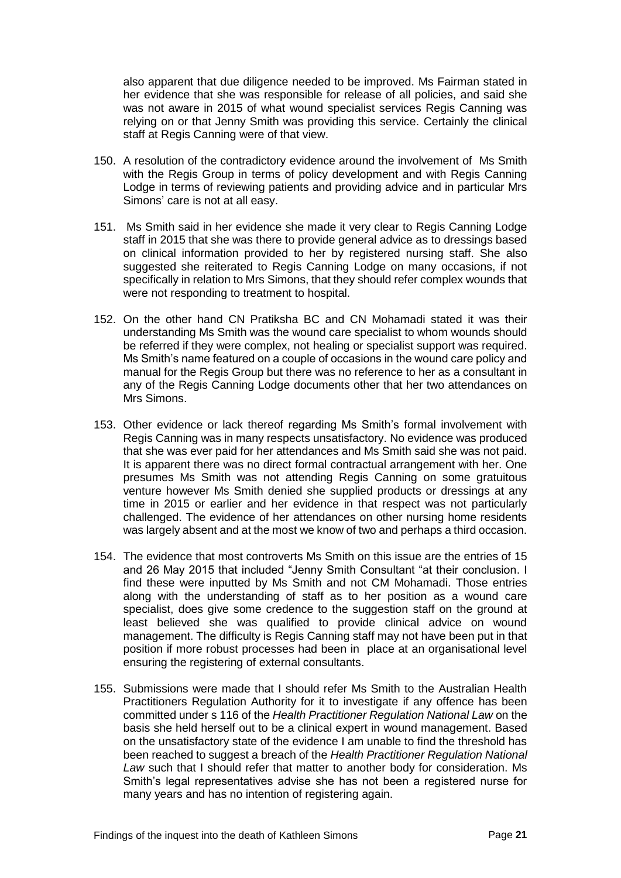also apparent that due diligence needed to be improved. Ms Fairman stated in her evidence that she was responsible for release of all policies, and said she was not aware in 2015 of what wound specialist services Regis Canning was relying on or that Jenny Smith was providing this service. Certainly the clinical staff at Regis Canning were of that view.

150. A resolution of the contradictory evidence around the involvement of Ms Smith with the Regis Group in terms of policy development and with Regis Canning Lodge in terms of reviewing patients and providing advice and in particular Mrs Simons' care is not at all easy.

151. Ms Smith said in her evidence she made it very clear to Regis Canning Lodge staff in 2015 that she was there to provide general advice as to dressings based on clinical information provided to her by registered nursing staff. She also suggested she reiterated to Regis Canning Lodge on many occasions, if not specifically in relation to Mrs Simons, that they should refer complex wounds that were not responding to treatment to hospital.

152. On the other hand CN Pratiksha BC and CN Mohamadi stated it was their understanding Ms Smith was the wound care specialist to whom wounds should be referred if they were complex, not healing or specialist support was required. Ms Smith's name featured on a couple of occasions in the wound care policy and manual for the Regis Group but there was no reference to her as a consultant in any of the Regis Canning Lodge documents other that her two attendances on Mrs Simons.

153. Other evidence or lack thereof regarding Ms Smith's formal involvement with Regis Canning was in many respects unsatisfactory. No evidence was produced that she was ever paid for her attendances and Ms Smith said she was not paid. It is apparent there was no direct formal contractual arrangement with her. One presumes Ms Smith was not attending Regis Canning on some gratuitous venture however Ms Smith denied she supplied products or dressings at any time in 2015 or earlier and her evidence in that respect was not particularly challenged. The evidence of her attendances on other nursing home residents was largely absent and at the most we know of two and perhaps a third occasion.

154. The evidence that most controverts Ms Smith on this issue are the entries of 15 and 26 May 2015 that included "Jenny Smith Consultant "at their conclusion. I find these were inputted by Ms Smith and not CM Mohamadi. Those entries along with the understanding of staff as to her position as a wound care specialist, does give some credence to the suggestion staff on the ground at least believed she was qualified to provide clinical advice on wound management. The difficulty is Regis Canning staff may not have been put in that position if more robust processes had been in place at an organisational level ensuring the registering of external consultants.

155. Submissions were made that I should refer Ms Smith to the Australian Health Practitioners Regulation Authority for it to investigate if any offence has been committed under s 116 of the *Health Practitioner Regulation National Law* on the basis she held herself out to be a clinical expert in wound management. Based on the unsatisfactory state of the evidence I am unable to find the threshold has been reached to suggest a breach of the *Health Practitioner Regulation National Law* such that I should refer that matter to another body for consideration. Ms Smith's legal representatives advise she has not been a registered nurse for many years and has no intention of registering again.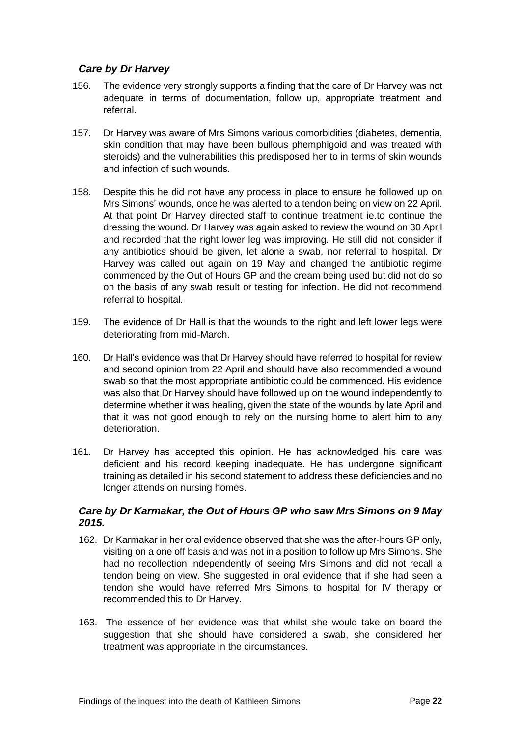### *Care by Dr Harvey*

156. The evidence very strongly supports a finding that the care of Dr Harvey was not adequate in terms of documentation, follow up, appropriate treatment and referral.

157. Dr Harvey was aware of Mrs Simons various comorbidities (diabetes, dementia, skin condition that may have been bullous phemphigoid and was treated with steroids) and the vulnerabilities this predisposed her to in terms of skin wounds and infection of such wounds.

158. Despite this he did not have any process in place to ensure he followed up on Mrs Simons' wounds, once he was alerted to a tendon being on view on 22 April. At that point Dr Harvey directed staff to continue treatment ie.to continue the dressing the wound. Dr Harvey was again asked to review the wound on 30 April and recorded that the right lower leg was improving. He still did not consider if any antibiotics should be given, let alone a swab, nor referral to hospital. Dr Harvey was called out again on 19 May and changed the antibiotic regime commenced by the Out of Hours GP and the cream being used but did not do so on the basis of any swab result or testing for infection. He did not recommend referral to hospital.

159. The evidence of Dr Hall is that the wounds to the right and left lower legs were deteriorating from mid-March.

160. Dr Hall's evidence was that Dr Harvey should have referred to hospital for review and second opinion from 22 April and should have also recommended a wound swab so that the most appropriate antibiotic could be commenced. His evidence was also that Dr Harvey should have followed up on the wound independently to determine whether it was healing, given the state of the wounds by late April and that it was not good enough to rely on the nursing home to alert him to any deterioration.

161. Dr Harvey has accepted this opinion. He has acknowledged his care was deficient and his record keeping inadequate. He has undergone significant training as detailed in his second statement to address these deficiencies and no longer attends on nursing homes.

### *Care by Dr Karmakar, the Out of Hours GP who saw Mrs Simons on 9 May 2015.*

162. Dr Karmakar in her oral evidence observed that she was the after-hours GP only, visiting on a one off basis and was not in a position to follow up Mrs Simons. She had no recollection independently of seeing Mrs Simons and did not recall a tendon being on view. She suggested in oral evidence that if she had seen a tendon she would have referred Mrs Simons to hospital for IV therapy or recommended this to Dr Harvey.

163. The essence of her evidence was that whilst she would take on board the suggestion that she should have considered a swab, she considered her treatment was appropriate in the circumstances.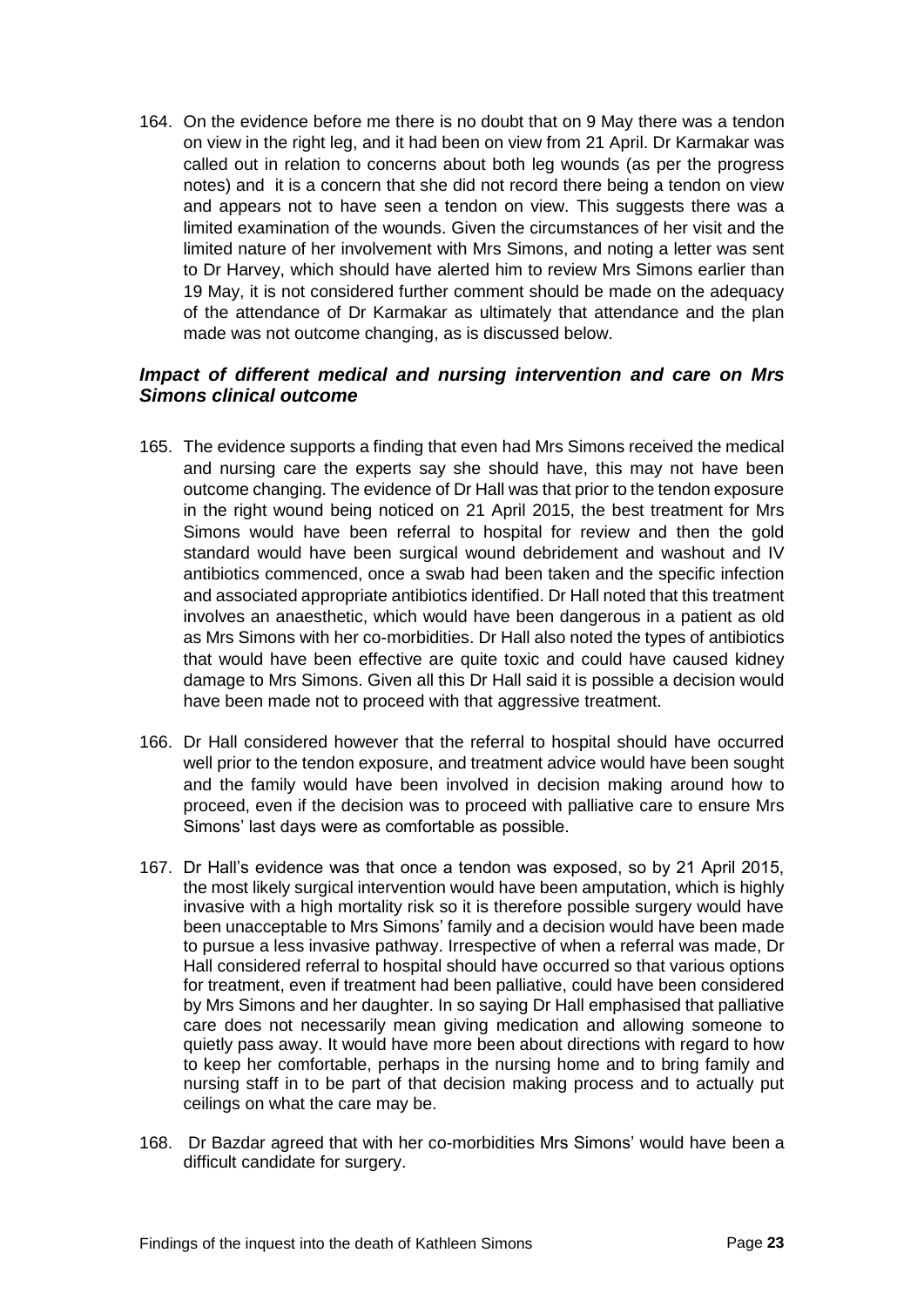164. On the evidence before me there is no doubt that on 9 May there was a tendon on view in the right leg, and it had been on view from 21 April. Dr Karmakar was called out in relation to concerns about both leg wounds (as per the progress notes) and it is a concern that she did not record there being a tendon on view and appears not to have seen a tendon on view. This suggests there was a limited examination of the wounds. Given the circumstances of her visit and the limited nature of her involvement with Mrs Simons, and noting a letter was sent to Dr Harvey, which should have alerted him to review Mrs Simons earlier than 19 May, it is not considered further comment should be made on the adequacy of the attendance of Dr Karmakar as ultimately that attendance and the plan made was not outcome changing, as is discussed below.

### *Impact of different medical and nursing intervention and care on Mrs Simons clinical outcome*

165. The evidence supports a finding that even had Mrs Simons received the medical and nursing care the experts say she should have, this may not have been outcome changing. The evidence of Dr Hall was that prior to the tendon exposure in the right wound being noticed on 21 April 2015, the best treatment for Mrs Simons would have been referral to hospital for review and then the gold standard would have been surgical wound debridement and washout and IV antibiotics commenced, once a swab had been taken and the specific infection and associated appropriate antibiotics identified. Dr Hall noted that this treatment involves an anaesthetic, which would have been dangerous in a patient as old as Mrs Simons with her co-morbidities. Dr Hall also noted the types of antibiotics that would have been effective are quite toxic and could have caused kidney damage to Mrs Simons. Given all this Dr Hall said it is possible a decision would have been made not to proceed with that aggressive treatment.

166. Dr Hall considered however that the referral to hospital should have occurred well prior to the tendon exposure, and treatment advice would have been sought and the family would have been involved in decision making around how to proceed, even if the decision was to proceed with palliative care to ensure Mrs Simons' last days were as comfortable as possible.

167. Dr Hall's evidence was that once a tendon was exposed, so by 21 April 2015, the most likely surgical intervention would have been amputation, which is highly invasive with a high mortality risk so it is therefore possible surgery would have been unacceptable to Mrs Simons' family and a decision would have been made to pursue a less invasive pathway. Irrespective of when a referral was made, Dr Hall considered referral to hospital should have occurred so that various options for treatment, even if treatment had been palliative, could have been considered by Mrs Simons and her daughter. In so saying Dr Hall emphasised that palliative care does not necessarily mean giving medication and allowing someone to quietly pass away. It would have more been about directions with regard to how to keep her comfortable, perhaps in the nursing home and to bring family and nursing staff in to be part of that decision making process and to actually put ceilings on what the care may be.

168. Dr Bazdar agreed that with her co-morbidities Mrs Simons' would have been a difficult candidate for surgery.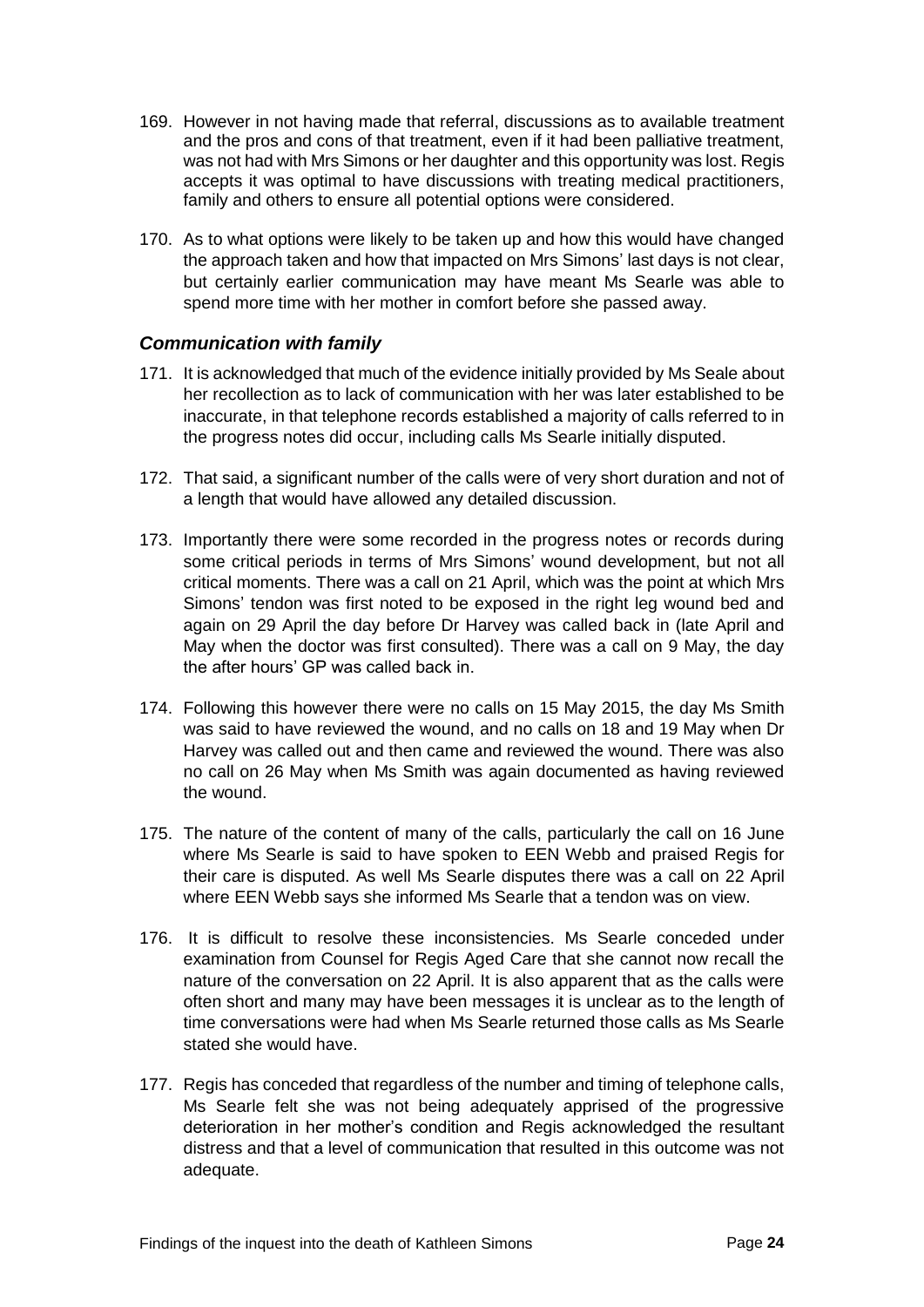169. However in not having made that referral, discussions as to available treatment and the pros and cons of that treatment, even if it had been palliative treatment, was not had with Mrs Simons or her daughter and this opportunity was lost. Regis accepts it was optimal to have discussions with treating medical practitioners, family and others to ensure all potential options were considered.

170. As to what options were likely to be taken up and how this would have changed the approach taken and how that impacted on Mrs Simons' last days is not clear, but certainly earlier communication may have meant Ms Searle was able to spend more time with her mother in comfort before she passed away.

### *Communication with family*

171. It is acknowledged that much of the evidence initially provided by Ms Seale about her recollection as to lack of communication with her was later established to be inaccurate, in that telephone records established a majority of calls referred to in the progress notes did occur, including calls Ms Searle initially disputed.

172. That said, a significant number of the calls were of very short duration and not of a length that would have allowed any detailed discussion.

173. Importantly there were some recorded in the progress notes or records during some critical periods in terms of Mrs Simons' wound development, but not all critical moments. There was a call on 21 April, which was the point at which Mrs Simons' tendon was first noted to be exposed in the right leg wound bed and again on 29 April the day before Dr Harvey was called back in (late April and May when the doctor was first consulted). There was a call on 9 May, the day the after hours' GP was called back in.

174. Following this however there were no calls on 15 May 2015, the day Ms Smith was said to have reviewed the wound, and no calls on 18 and 19 May when Dr Harvey was called out and then came and reviewed the wound. There was also no call on 26 May when Ms Smith was again documented as having reviewed the wound.

175. The nature of the content of many of the calls, particularly the call on 16 June where Ms Searle is said to have spoken to EEN Webb and praised Regis for their care is disputed. As well Ms Searle disputes there was a call on 22 April where EEN Webb says she informed Ms Searle that a tendon was on view.

176. It is difficult to resolve these inconsistencies. Ms Searle conceded under examination from Counsel for Regis Aged Care that she cannot now recall the nature of the conversation on 22 April. It is also apparent that as the calls were often short and many may have been messages it is unclear as to the length of time conversations were had when Ms Searle returned those calls as Ms Searle stated she would have.

177. Regis has conceded that regardless of the number and timing of telephone calls, Ms Searle felt she was not being adequately apprised of the progressive deterioration in her mother's condition and Regis acknowledged the resultant distress and that a level of communication that resulted in this outcome was not adequate.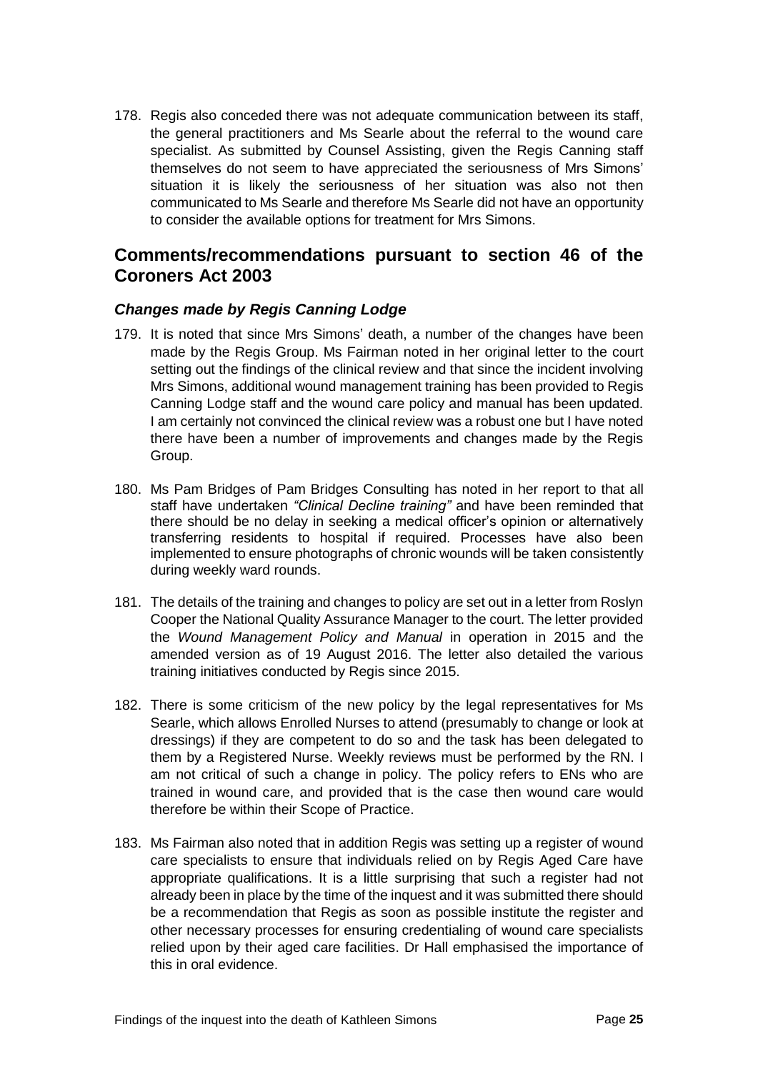178. Regis also conceded there was not adequate communication between its staff, the general practitioners and Ms Searle about the referral to the wound care specialist. As submitted by Counsel Assisting, given the Regis Canning staff themselves do not seem to have appreciated the seriousness of Mrs Simons' situation it is likely the seriousness of her situation was also not then communicated to Ms Searle and therefore Ms Searle did not have an opportunity to consider the available options for treatment for Mrs Simons.

## Comments/recommendations pursuant to section 46 of the Coroners Act 2003

### *Changes made by Regis Canning Lodge*

179. It is noted that since Mrs Simons' death, a number of the changes have been made by the Regis Group. Ms Fairman noted in her original letter to the court setting out the findings of the clinical review and that since the incident involving Mrs Simons, additional wound management training has been provided to Regis Canning Lodge staff and the wound care policy and manual has been updated. I am certainly not convinced the clinical review was a robust one but I have noted there have been a number of improvements and changes made by the Regis Group.

180. Ms Pam Bridges of Pam Bridges Consulting has noted in her report to that all staff have undertaken *"Clinical Decline training"* and have been reminded that there should be no delay in seeking a medical officer's opinion or alternatively transferring residents to hospital if required. Processes have also been implemented to ensure photographs of chronic wounds will be taken consistently during weekly ward rounds.

181. The details of the training and changes to policy are set out in a letter from Roslyn Cooper the National Quality Assurance Manager to the court. The letter provided the *Wound Management Policy and Manual* in operation in 2015 and the amended version as of 19 August 2016. The letter also detailed the various training initiatives conducted by Regis since 2015.

182. There is some criticism of the new policy by the legal representatives for Ms Searle, which allows Enrolled Nurses to attend (presumably to change or look at dressings) if they are competent to do so and the task has been delegated to them by a Registered Nurse. Weekly reviews must be performed by the RN. I am not critical of such a change in policy. The policy refers to ENs who are trained in wound care, and provided that is the case then wound care would therefore be within their Scope of Practice.

183. Ms Fairman also noted that in addition Regis was setting up a register of wound care specialists to ensure that individuals relied on by Regis Aged Care have appropriate qualifications. It is a little surprising that such a register had not already been in place by the time of the inquest and it was submitted there should be a recommendation that Regis as soon as possible institute the register and other necessary processes for ensuring credentialing of wound care specialists relied upon by their aged care facilities. Dr Hall emphasised the importance of this in oral evidence.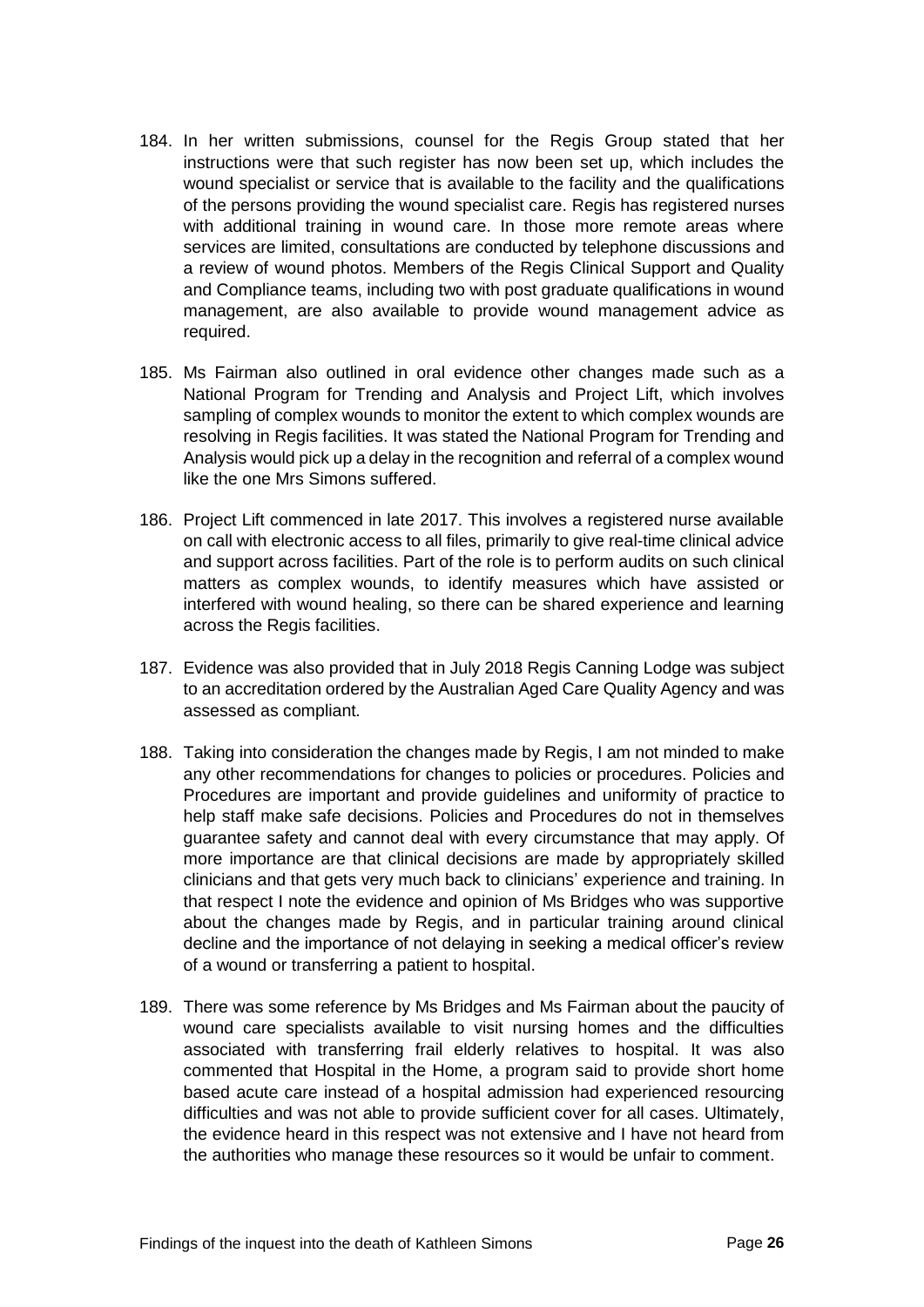184. In her written submissions, counsel for the Regis Group stated that her instructions were that such register has now been set up, which includes the wound specialist or service that is available to the facility and the qualifications of the persons providing the wound specialist care. Regis has registered nurses with additional training in wound care. In those more remote areas where services are limited, consultations are conducted by telephone discussions and a review of wound photos. Members of the Regis Clinical Support and Quality and Compliance teams, including two with post graduate qualifications in wound management, are also available to provide wound management advice as required.

185. Ms Fairman also outlined in oral evidence other changes made such as a National Program for Trending and Analysis and Project Lift, which involves sampling of complex wounds to monitor the extent to which complex wounds are resolving in Regis facilities. It was stated the National Program for Trending and Analysis would pick up a delay in the recognition and referral of a complex wound like the one Mrs Simons suffered.

186. Project Lift commenced in late 2017. This involves a registered nurse available on call with electronic access to all files, primarily to give real-time clinical advice and support across facilities. Part of the role is to perform audits on such clinical matters as complex wounds, to identify measures which have assisted or interfered with wound healing, so there can be shared experience and learning across the Regis facilities.

187. Evidence was also provided that in July 2018 Regis Canning Lodge was subject to an accreditation ordered by the Australian Aged Care Quality Agency and was assessed as compliant.

188. Taking into consideration the changes made by Regis, I am not minded to make any other recommendations for changes to policies or procedures. Policies and Procedures are important and provide guidelines and uniformity of practice to help staff make safe decisions. Policies and Procedures do not in themselves guarantee safety and cannot deal with every circumstance that may apply. Of more importance are that clinical decisions are made by appropriately skilled clinicians and that gets very much back to clinicians' experience and training. In that respect I note the evidence and opinion of Ms Bridges who was supportive about the changes made by Regis, and in particular training around clinical decline and the importance of not delaying in seeking a medical officer's review of a wound or transferring a patient to hospital.

189. There was some reference by Ms Bridges and Ms Fairman about the paucity of wound care specialists available to visit nursing homes and the difficulties associated with transferring frail elderly relatives to hospital. It was also commented that Hospital in the Home, a program said to provide short home based acute care instead of a hospital admission had experienced resourcing difficulties and was not able to provide sufficient cover for all cases. Ultimately, the evidence heard in this respect was not extensive and I have not heard from the authorities who manage these resources so it would be unfair to comment.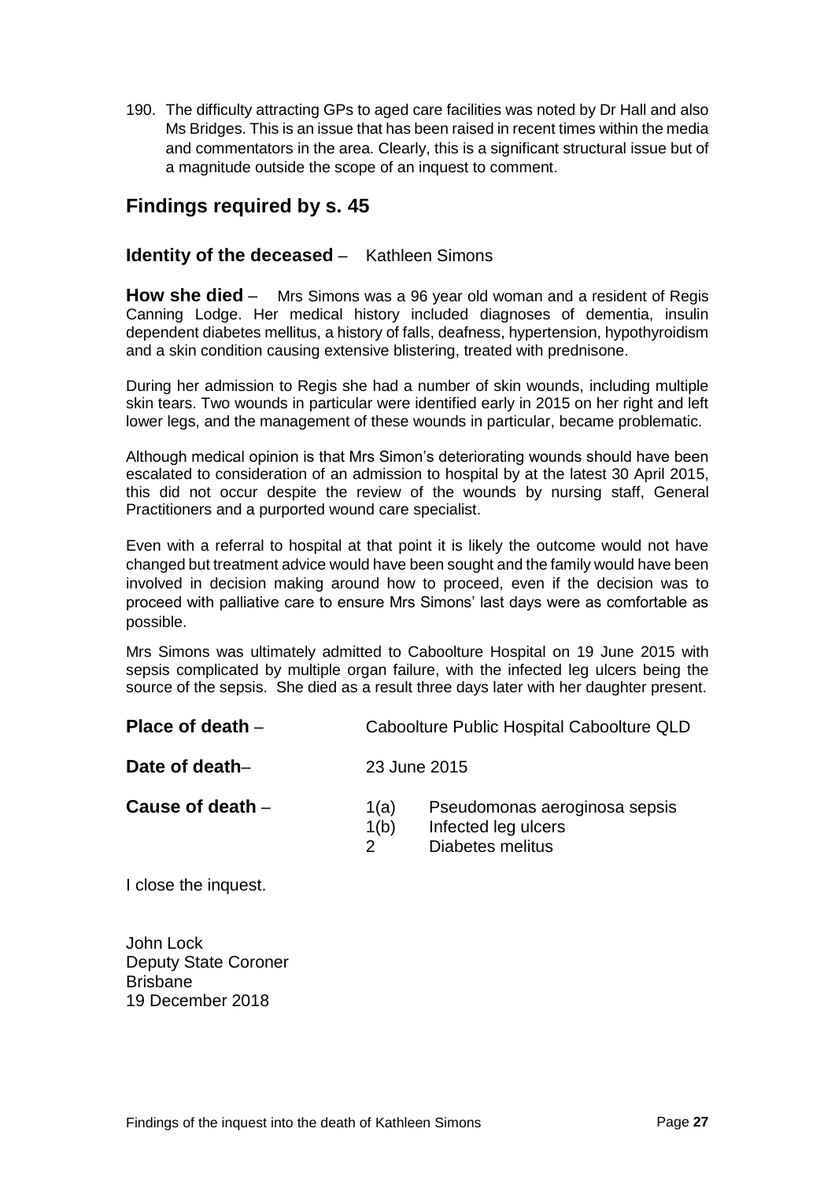190. The difficulty attracting GPs to aged care facilities was noted by Dr Hall and also Ms Bridges. This is an issue that has been raised in recent times within the media and commentators in the area. Clearly, this is a significant structural issue but of a magnitude outside the scope of an inquest to comment.

## Findings required by s. 45

### Identity of the deceased – Kathleen Simons

**How she died** – Mrs Simons was a 96 year old woman and a resident of Regis Canning Lodge. Her medical history included diagnoses of dementia, insulin dependent diabetes mellitus, a history of falls, deafness, hypertension, hypothyroidism and a skin condition causing extensive blistering, treated with prednisone.

During her admission to Regis she had a number of skin wounds, including multiple skin tears. Two wounds in particular were identified early in 2015 on her right and left lower legs, and the management of these wounds in particular, became problematic.

Although medical opinion is that Mrs Simon's deteriorating wounds should have been escalated to consideration of an admission to hospital by at the latest 30 April 2015, this did not occur despite the review of the wounds by nursing staff, General Practitioners and a purported wound care specialist.

Even with a referral to hospital at that point it is likely the outcome would not have changed but treatment advice would have been sought and the family would have been involved in decision making around how to proceed, even if the decision was to proceed with palliative care to ensure Mrs Simons' last days were as comfortable as possible.

Mrs Simons was ultimately admitted to Caboolture Hospital on 19 June 2015 with sepsis complicated by multiple organ failure, with the infected leg ulcers being the source of the sepsis. She died as a result three days later with her daughter present.

**Place of death** – Caboolture Public Hospital Caboolture QLD

**Date of death**– 23 June 2015

**Cause of death** –
1(a) Pseudomonas aeroginosa sepsis
1(b) Infected leg ulcers
2 Diabetes melitus

I close the inquest.

John Lock
Deputy State Coroner
Brisbane
19 December 2018